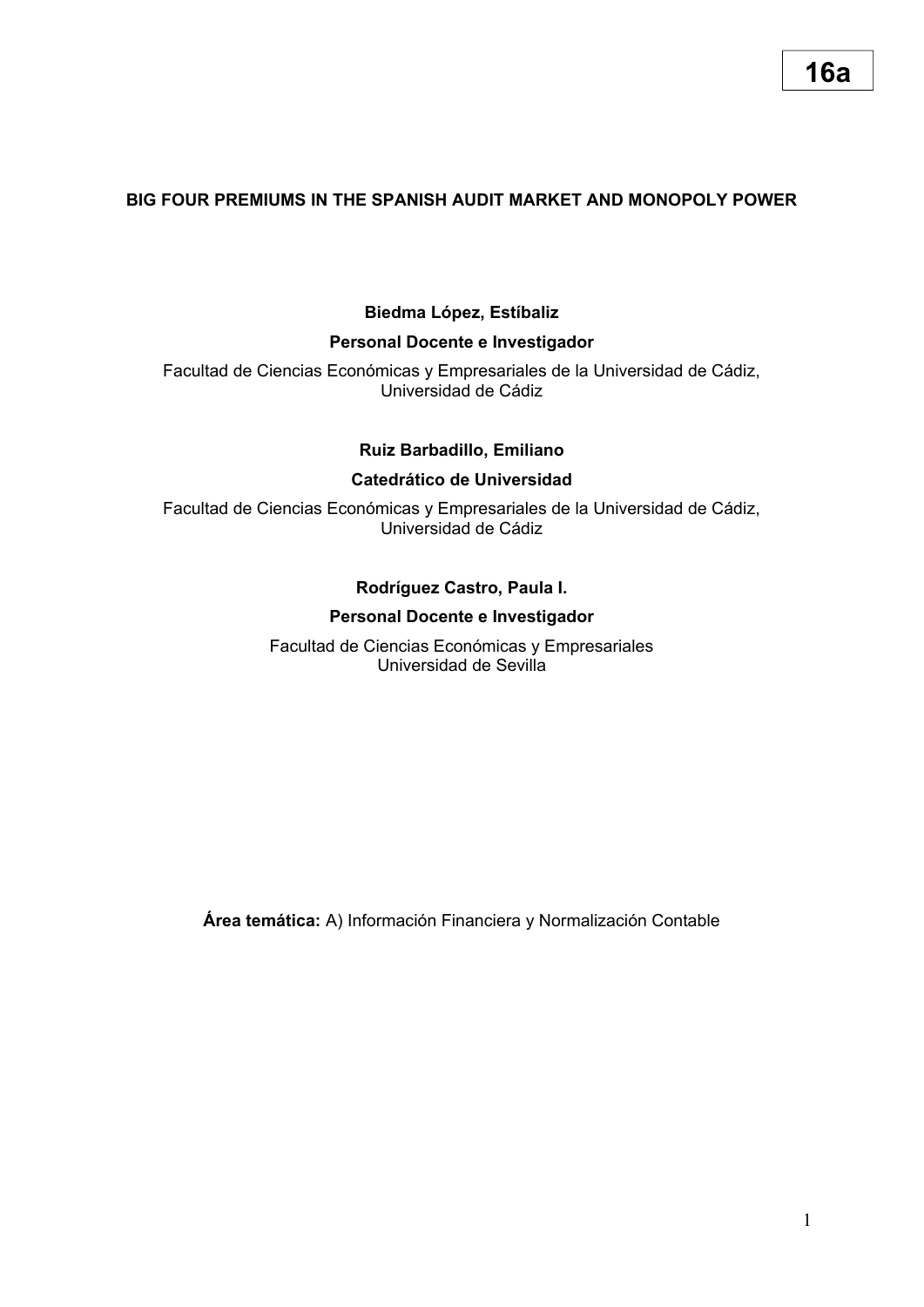16a

# BIG FOUR PREMIUMS IN THE SPANISH AUDIT MARKET AND MONOPOLY POWER

**Biedma López, Estíbaliz**

**Personal Docente e Investigador**

Facultad de Ciencias Económicas y Empresariales de la Universidad de Cádiz, Universidad de Cádiz

**Ruiz Barbadillo, Emiliano**

**Catedrático de Universidad**

Facultad de Ciencias Económicas y Empresariales de la Universidad de Cádiz, Universidad de Cádiz

**Rodríguez Castro, Paula I.**

**Personal Docente e Investigador**

Facultad de Ciencias Económicas y Empresariales
Universidad de Sevilla

**Área temática:** A) Información Financiera y Normalización Contable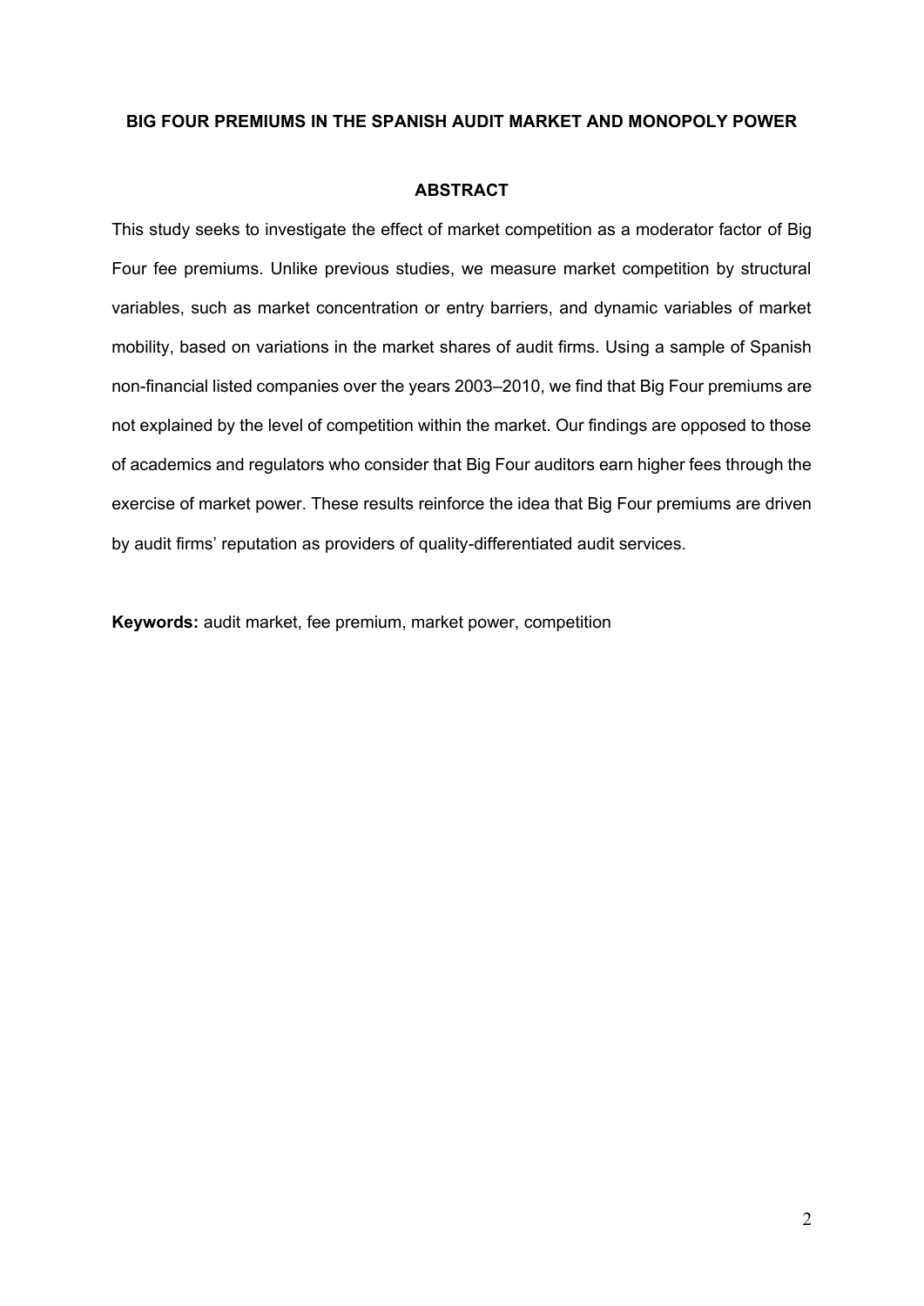# BIG FOUR PREMIUMS IN THE SPANISH AUDIT MARKET AND MONOPOLY POWER

## ABSTRACT

This study seeks to investigate the effect of market competition as a moderator factor of Big Four fee premiums. Unlike previous studies, we measure market competition by structural variables, such as market concentration or entry barriers, and dynamic variables of market mobility, based on variations in the market shares of audit firms. Using a sample of Spanish non-financial listed companies over the years 2003–2010, we find that Big Four premiums are not explained by the level of competition within the market. Our findings are opposed to those of academics and regulators who consider that Big Four auditors earn higher fees through the exercise of market power. These results reinforce the idea that Big Four premiums are driven by audit firms' reputation as providers of quality-differentiated audit services.

**Keywords:** audit market, fee premium, market power, competition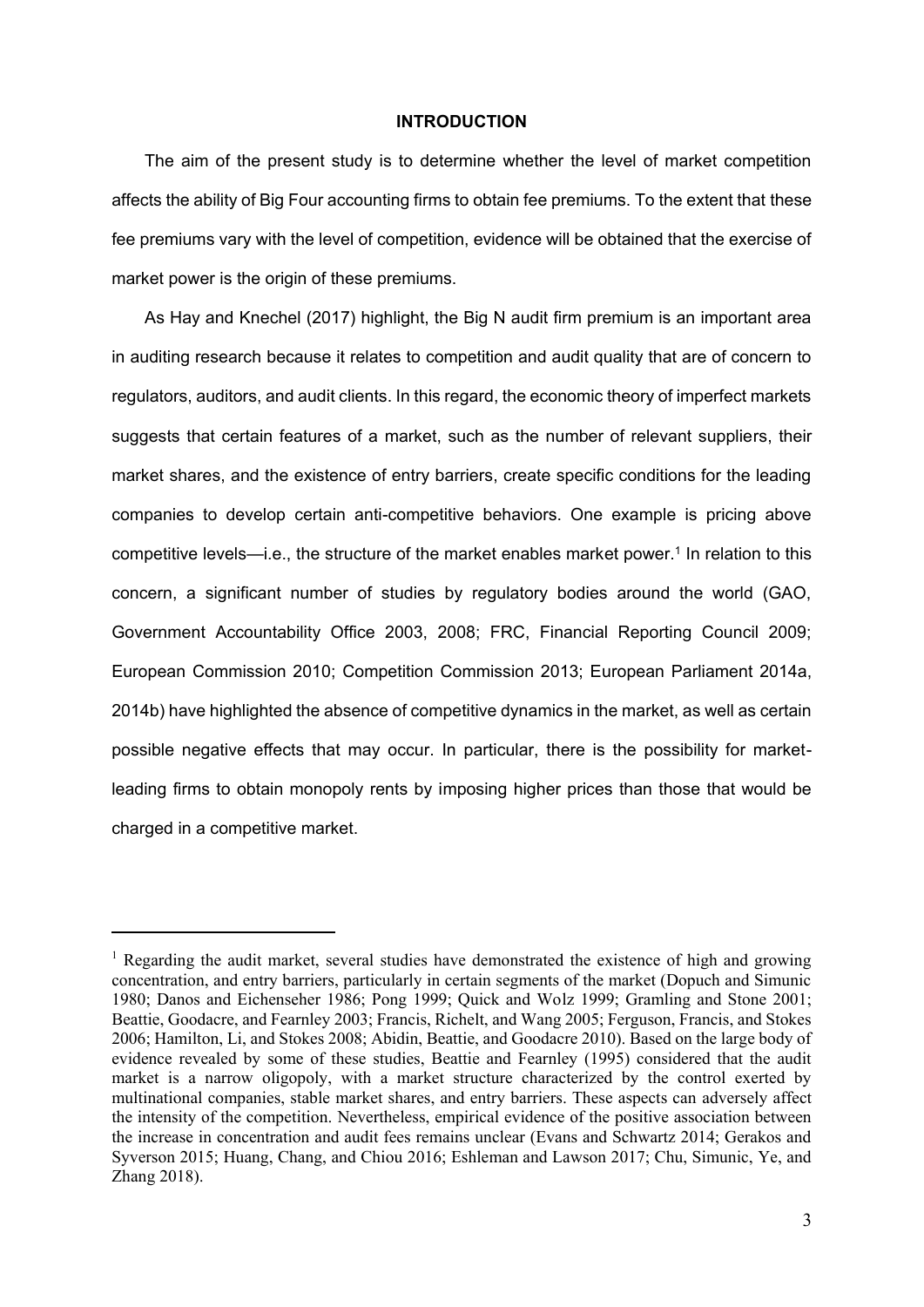## INTRODUCTION

The aim of the present study is to determine whether the level of market competition affects the ability of Big Four accounting firms to obtain fee premiums. To the extent that these fee premiums vary with the level of competition, evidence will be obtained that the exercise of market power is the origin of these premiums.

As Hay and Knechel (2017) highlight, the Big N audit firm premium is an important area in auditing research because it relates to competition and audit quality that are of concern to regulators, auditors, and audit clients. In this regard, the economic theory of imperfect markets suggests that certain features of a market, such as the number of relevant suppliers, their market shares, and the existence of entry barriers, create specific conditions for the leading companies to develop certain anti-competitive behaviors. One example is pricing above competitive levels—i.e., the structure of the market enables market power.[1] In relation to this concern, a significant number of studies by regulatory bodies around the world (GAO, Government Accountability Office 2003, 2008; FRC, Financial Reporting Council 2009; European Commission 2010; Competition Commission 2013; European Parliament 2014a, 2014b) have highlighted the absence of competitive dynamics in the market, as well as certain possible negative effects that may occur. In particular, there is the possibility for market-leading firms to obtain monopoly rents by imposing higher prices than those that would be charged in a competitive market.

---

[1] Regarding the audit market, several studies have demonstrated the existence of high and growing concentration, and entry barriers, particularly in certain segments of the market (Dopuch and Simunic 1980; Danos and Eichenseher 1986; Pong 1999; Quick and Wolz 1999; Gramling and Stone 2001; Beattie, Goodacre, and Fearnley 2003; Francis, Richelt, and Wang 2005; Ferguson, Francis, and Stokes 2006; Hamilton, Li, and Stokes 2008; Abidin, Beattie, and Goodacre 2010). Based on the large body of evidence revealed by some of these studies, Beattie and Fearnley (1995) considered that the audit market is a narrow oligopoly, with a market structure characterized by the control exerted by multinational companies, stable market shares, and entry barriers. These aspects can adversely affect the intensity of the competition. Nevertheless, empirical evidence of the positive association between the increase in concentration and audit fees remains unclear (Evans and Schwartz 2014; Gerakos and Syverson 2015; Huang, Chang, and Chiou 2016; Eshleman and Lawson 2017; Chu, Simunic, Ye, and Zhang 2018).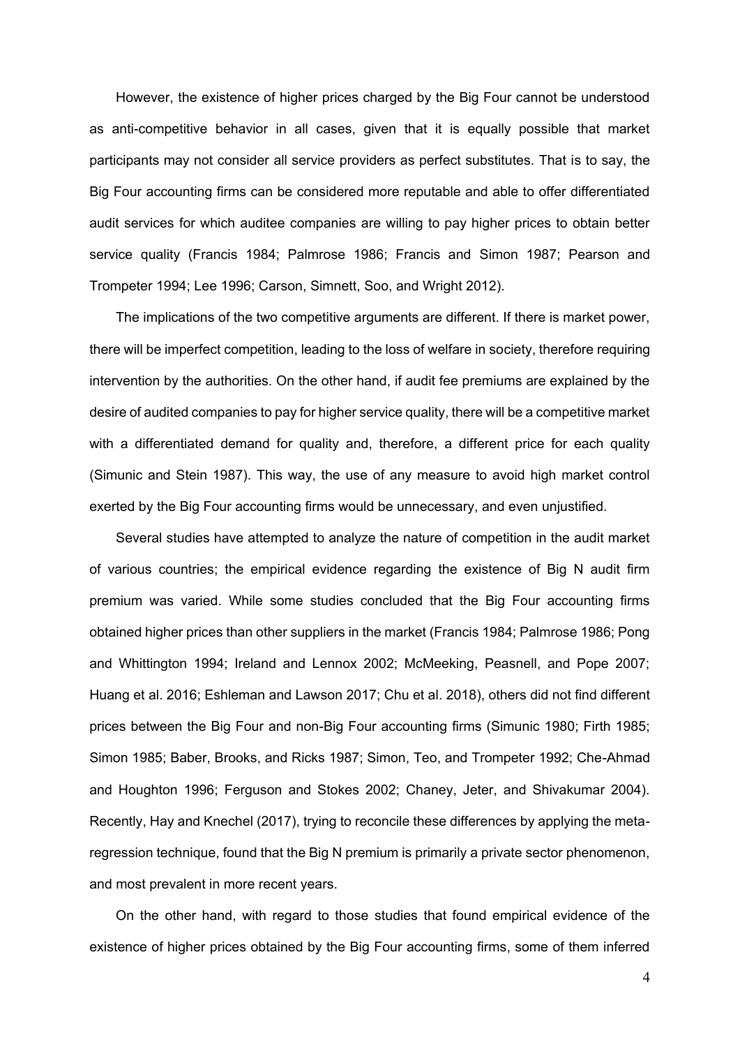However, the existence of higher prices charged by the Big Four cannot be understood as anti-competitive behavior in all cases, given that it is equally possible that market participants may not consider all service providers as perfect substitutes. That is to say, the Big Four accounting firms can be considered more reputable and able to offer differentiated audit services for which auditee companies are willing to pay higher prices to obtain better service quality (Francis 1984; Palmrose 1986; Francis and Simon 1987; Pearson and Trompeter 1994; Lee 1996; Carson, Simnett, Soo, and Wright 2012).

The implications of the two competitive arguments are different. If there is market power, there will be imperfect competition, leading to the loss of welfare in society, therefore requiring intervention by the authorities. On the other hand, if audit fee premiums are explained by the desire of audited companies to pay for higher service quality, there will be a competitive market with a differentiated demand for quality and, therefore, a different price for each quality (Simunic and Stein 1987). This way, the use of any measure to avoid high market control exerted by the Big Four accounting firms would be unnecessary, and even unjustified.

Several studies have attempted to analyze the nature of competition in the audit market of various countries; the empirical evidence regarding the existence of Big N audit firm premium was varied. While some studies concluded that the Big Four accounting firms obtained higher prices than other suppliers in the market (Francis 1984; Palmrose 1986; Pong and Whittington 1994; Ireland and Lennox 2002; McMeeking, Peasnell, and Pope 2007; Huang et al. 2016; Eshleman and Lawson 2017; Chu et al. 2018), others did not find different prices between the Big Four and non-Big Four accounting firms (Simunic 1980; Firth 1985; Simon 1985; Baber, Brooks, and Ricks 1987; Simon, Teo, and Trompeter 1992; Che-Ahmad and Houghton 1996; Ferguson and Stokes 2002; Chaney, Jeter, and Shivakumar 2004). Recently, Hay and Knechel (2017), trying to reconcile these differences by applying the meta-regression technique, found that the Big N premium is primarily a private sector phenomenon, and most prevalent in more recent years.

On the other hand, with regard to those studies that found empirical evidence of the existence of higher prices obtained by the Big Four accounting firms, some of them inferred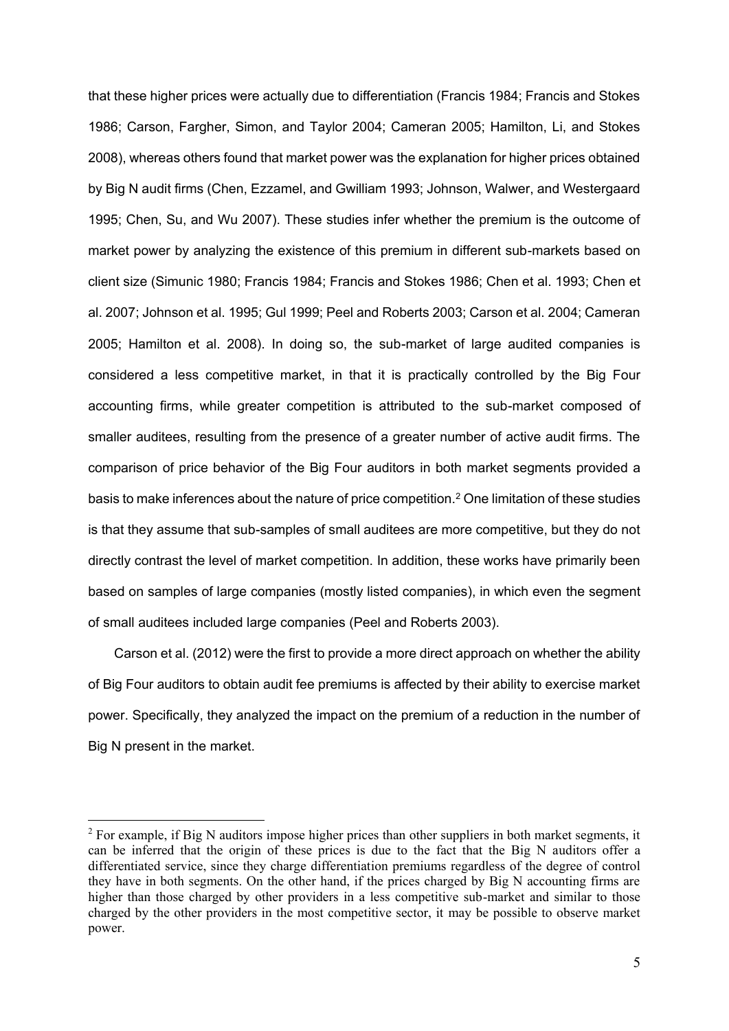that these higher prices were actually due to differentiation (Francis 1984; Francis and Stokes 1986; Carson, Fargher, Simon, and Taylor 2004; Cameran 2005; Hamilton, Li, and Stokes 2008), whereas others found that market power was the explanation for higher prices obtained by Big N audit firms (Chen, Ezzamel, and Gwilliam 1993; Johnson, Walwer, and Westergaard 1995; Chen, Su, and Wu 2007). These studies infer whether the premium is the outcome of market power by analyzing the existence of this premium in different sub-markets based on client size (Simunic 1980; Francis 1984; Francis and Stokes 1986; Chen et al. 1993; Chen et al. 2007; Johnson et al. 1995; Gul 1999; Peel and Roberts 2003; Carson et al. 2004; Cameran 2005; Hamilton et al. 2008). In doing so, the sub-market of large audited companies is considered a less competitive market, in that it is practically controlled by the Big Four accounting firms, while greater competition is attributed to the sub-market composed of smaller auditees, resulting from the presence of a greater number of active audit firms. The comparison of price behavior of the Big Four auditors in both market segments provided a basis to make inferences about the nature of price competition.[2] One limitation of these studies is that they assume that sub-samples of small auditees are more competitive, but they do not directly contrast the level of market competition. In addition, these works have primarily been based on samples of large companies (mostly listed companies), in which even the segment of small auditees included large companies (Peel and Roberts 2003).

Carson et al. (2012) were the first to provide a more direct approach on whether the ability of Big Four auditors to obtain audit fee premiums is affected by their ability to exercise market power. Specifically, they analyzed the impact on the premium of a reduction in the number of Big N present in the market.

[2] For example, if Big N auditors impose higher prices than other suppliers in both market segments, it can be inferred that the origin of these prices is due to the fact that the Big N auditors offer a differentiated service, since they charge differentiation premiums regardless of the degree of control they have in both segments. On the other hand, if the prices charged by Big N accounting firms are higher than those charged by other providers in a less competitive sub-market and similar to those charged by the other providers in the most competitive sector, it may be possible to observe market power.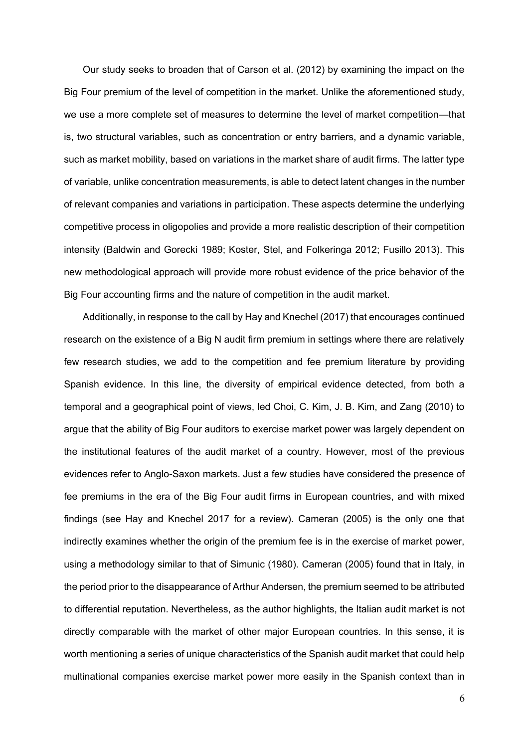Our study seeks to broaden that of Carson et al. (2012) by examining the impact on the Big Four premium of the level of competition in the market. Unlike the aforementioned study, we use a more complete set of measures to determine the level of market competition—that is, two structural variables, such as concentration or entry barriers, and a dynamic variable, such as market mobility, based on variations in the market share of audit firms. The latter type of variable, unlike concentration measurements, is able to detect latent changes in the number of relevant companies and variations in participation. These aspects determine the underlying competitive process in oligopolies and provide a more realistic description of their competition intensity (Baldwin and Gorecki 1989; Koster, Stel, and Folkeringa 2012; Fusillo 2013). This new methodological approach will provide more robust evidence of the price behavior of the Big Four accounting firms and the nature of competition in the audit market.

Additionally, in response to the call by Hay and Knechel (2017) that encourages continued research on the existence of a Big N audit firm premium in settings where there are relatively few research studies, we add to the competition and fee premium literature by providing Spanish evidence. In this line, the diversity of empirical evidence detected, from both a temporal and a geographical point of views, led Choi, C. Kim, J. B. Kim, and Zang (2010) to argue that the ability of Big Four auditors to exercise market power was largely dependent on the institutional features of the audit market of a country. However, most of the previous evidences refer to Anglo-Saxon markets. Just a few studies have considered the presence of fee premiums in the era of the Big Four audit firms in European countries, and with mixed findings (see Hay and Knechel 2017 for a review). Cameran (2005) is the only one that indirectly examines whether the origin of the premium fee is in the exercise of market power, using a methodology similar to that of Simunic (1980). Cameran (2005) found that in Italy, in the period prior to the disappearance of Arthur Andersen, the premium seemed to be attributed to differential reputation. Nevertheless, as the author highlights, the Italian audit market is not directly comparable with the market of other major European countries. In this sense, it is worth mentioning a series of unique characteristics of the Spanish audit market that could help multinational companies exercise market power more easily in the Spanish context than in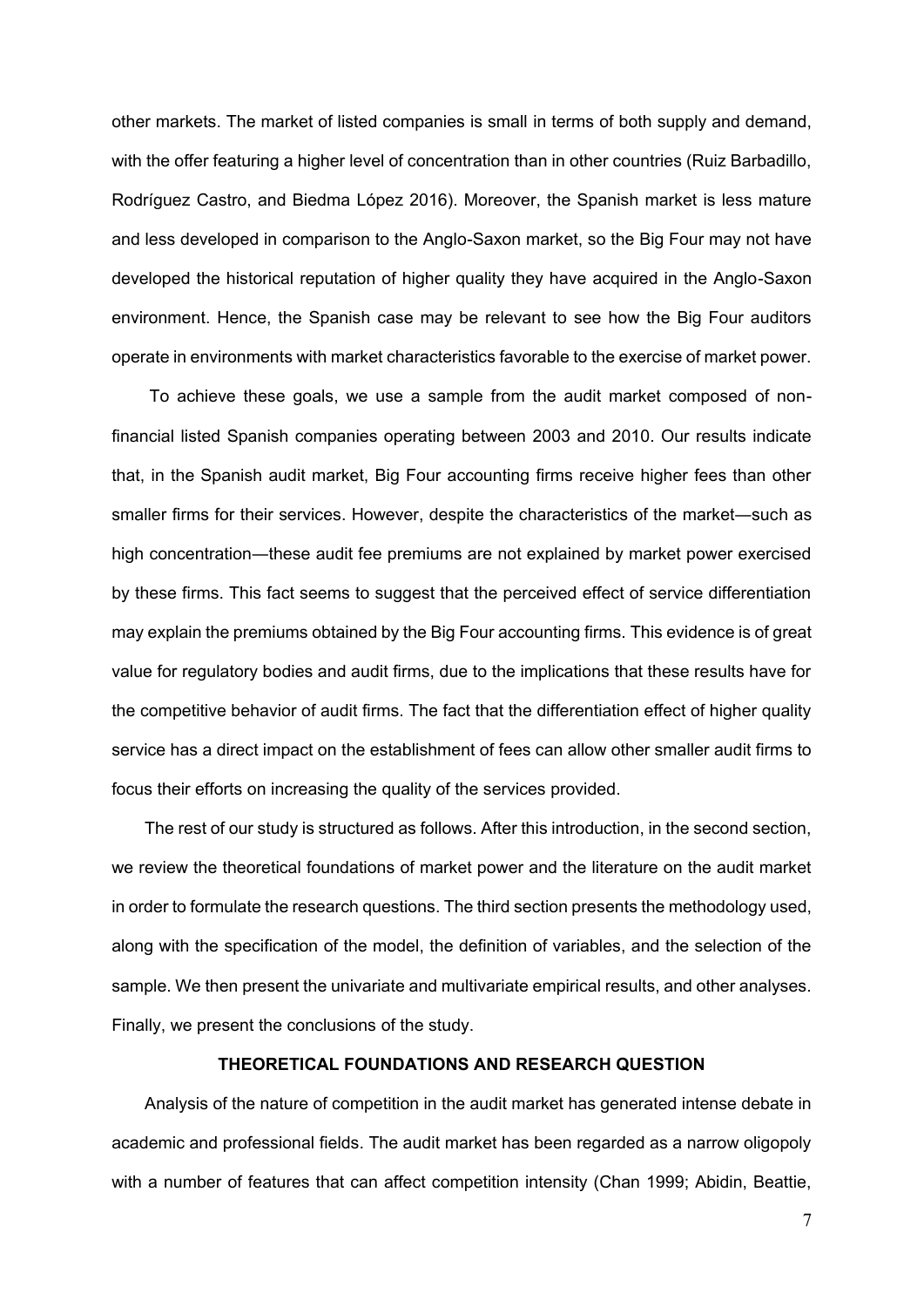other markets. The market of listed companies is small in terms of both supply and demand, with the offer featuring a higher level of concentration than in other countries (Ruiz Barbadillo, Rodríguez Castro, and Biedma López 2016). Moreover, the Spanish market is less mature and less developed in comparison to the Anglo-Saxon market, so the Big Four may not have developed the historical reputation of higher quality they have acquired in the Anglo-Saxon environment. Hence, the Spanish case may be relevant to see how the Big Four auditors operate in environments with market characteristics favorable to the exercise of market power.

To achieve these goals, we use a sample from the audit market composed of non-financial listed Spanish companies operating between 2003 and 2010. Our results indicate that, in the Spanish audit market, Big Four accounting firms receive higher fees than other smaller firms for their services. However, despite the characteristics of the market—such as high concentration—these audit fee premiums are not explained by market power exercised by these firms. This fact seems to suggest that the perceived effect of service differentiation may explain the premiums obtained by the Big Four accounting firms. This evidence is of great value for regulatory bodies and audit firms, due to the implications that these results have for the competitive behavior of audit firms. The fact that the differentiation effect of higher quality service has a direct impact on the establishment of fees can allow other smaller audit firms to focus their efforts on increasing the quality of the services provided.

The rest of our study is structured as follows. After this introduction, in the second section, we review the theoretical foundations of market power and the literature on the audit market in order to formulate the research questions. The third section presents the methodology used, along with the specification of the model, the definition of variables, and the selection of the sample. We then present the univariate and multivariate empirical results, and other analyses. Finally, we present the conclusions of the study.

## THEORETICAL FOUNDATIONS AND RESEARCH QUESTION

Analysis of the nature of competition in the audit market has generated intense debate in academic and professional fields. The audit market has been regarded as a narrow oligopoly with a number of features that can affect competition intensity (Chan 1999; Abidin, Beattie,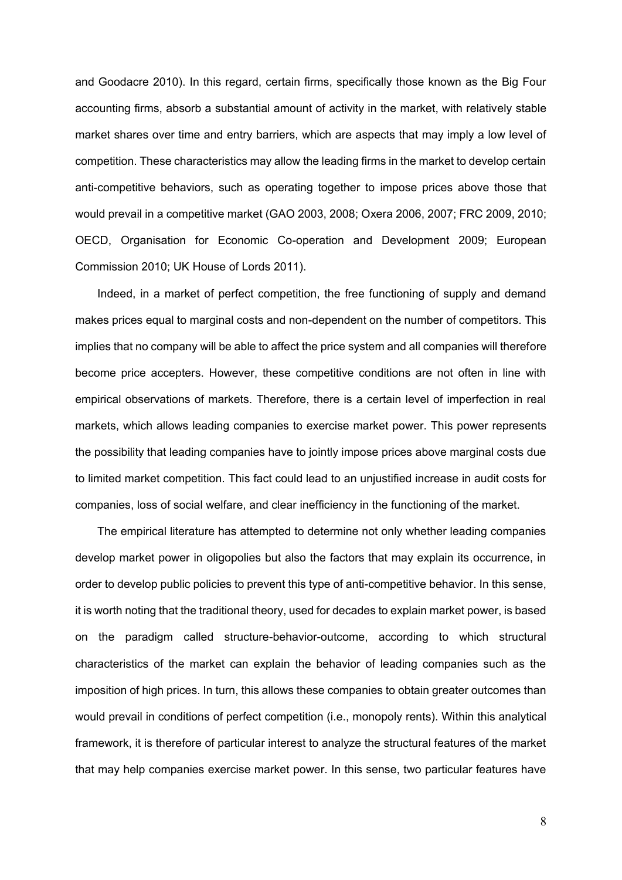and Goodacre 2010). In this regard, certain firms, specifically those known as the Big Four accounting firms, absorb a substantial amount of activity in the market, with relatively stable market shares over time and entry barriers, which are aspects that may imply a low level of competition. These characteristics may allow the leading firms in the market to develop certain anti-competitive behaviors, such as operating together to impose prices above those that would prevail in a competitive market (GAO 2003, 2008; Oxera 2006, 2007; FRC 2009, 2010; OECD, Organisation for Economic Co-operation and Development 2009; European Commission 2010; UK House of Lords 2011).

Indeed, in a market of perfect competition, the free functioning of supply and demand makes prices equal to marginal costs and non-dependent on the number of competitors. This implies that no company will be able to affect the price system and all companies will therefore become price accepters. However, these competitive conditions are not often in line with empirical observations of markets. Therefore, there is a certain level of imperfection in real markets, which allows leading companies to exercise market power. This power represents the possibility that leading companies have to jointly impose prices above marginal costs due to limited market competition. This fact could lead to an unjustified increase in audit costs for companies, loss of social welfare, and clear inefficiency in the functioning of the market.

The empirical literature has attempted to determine not only whether leading companies develop market power in oligopolies but also the factors that may explain its occurrence, in order to develop public policies to prevent this type of anti-competitive behavior. In this sense, it is worth noting that the traditional theory, used for decades to explain market power, is based on the paradigm called structure-behavior-outcome, according to which structural characteristics of the market can explain the behavior of leading companies such as the imposition of high prices. In turn, this allows these companies to obtain greater outcomes than would prevail in conditions of perfect competition (i.e., monopoly rents). Within this analytical framework, it is therefore of particular interest to analyze the structural features of the market that may help companies exercise market power. In this sense, two particular features have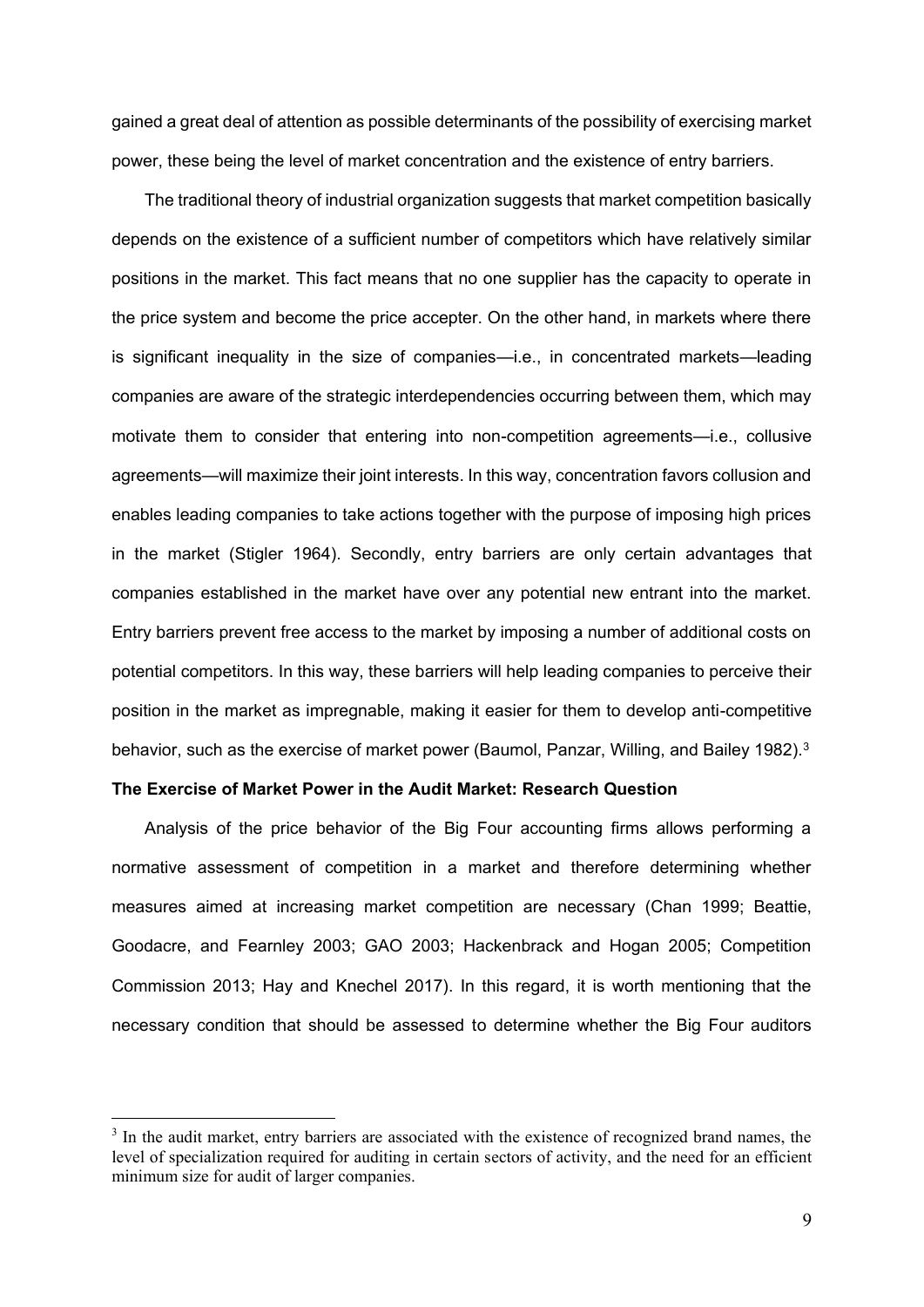gained a great deal of attention as possible determinants of the possibility of exercising market power, these being the level of market concentration and the existence of entry barriers.

The traditional theory of industrial organization suggests that market competition basically depends on the existence of a sufficient number of competitors which have relatively similar positions in the market. This fact means that no one supplier has the capacity to operate in the price system and become the price accepter. On the other hand, in markets where there is significant inequality in the size of companies—i.e., in concentrated markets—leading companies are aware of the strategic interdependencies occurring between them, which may motivate them to consider that entering into non-competition agreements—i.e., collusive agreements—will maximize their joint interests. In this way, concentration favors collusion and enables leading companies to take actions together with the purpose of imposing high prices in the market (Stigler 1964). Secondly, entry barriers are only certain advantages that companies established in the market have over any potential new entrant into the market. Entry barriers prevent free access to the market by imposing a number of additional costs on potential competitors. In this way, these barriers will help leading companies to perceive their position in the market as impregnable, making it easier for them to develop anti-competitive behavior, such as the exercise of market power (Baumol, Panzar, Willing, and Bailey 1982).[3]

**The Exercise of Market Power in the Audit Market: Research Question**

Analysis of the price behavior of the Big Four accounting firms allows performing a normative assessment of competition in a market and therefore determining whether measures aimed at increasing market competition are necessary (Chan 1999; Beattie, Goodacre, and Fearnley 2003; GAO 2003; Hackenbrack and Hogan 2005; Competition Commission 2013; Hay and Knechel 2017). In this regard, it is worth mentioning that the necessary condition that should be assessed to determine whether the Big Four auditors

[3] In the audit market, entry barriers are associated with the existence of recognized brand names, the level of specialization required for auditing in certain sectors of activity, and the need for an efficient minimum size for audit of larger companies.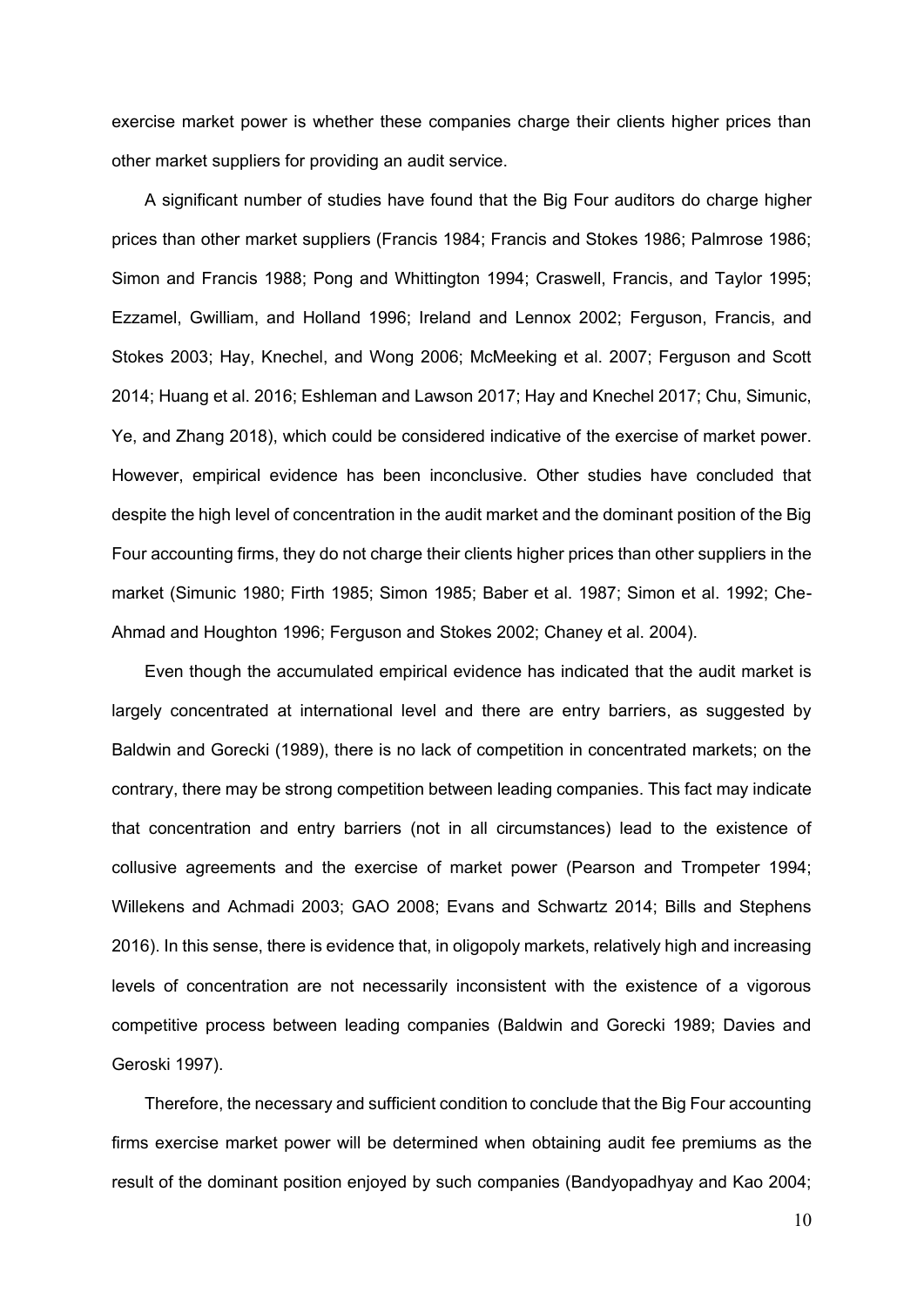exercise market power is whether these companies charge their clients higher prices than other market suppliers for providing an audit service.

A significant number of studies have found that the Big Four auditors do charge higher prices than other market suppliers (Francis 1984; Francis and Stokes 1986; Palmrose 1986; Simon and Francis 1988; Pong and Whittington 1994; Craswell, Francis, and Taylor 1995; Ezzamel, Gwilliam, and Holland 1996; Ireland and Lennox 2002; Ferguson, Francis, and Stokes 2003; Hay, Knechel, and Wong 2006; McMeeking et al. 2007; Ferguson and Scott 2014; Huang et al. 2016; Eshleman and Lawson 2017; Hay and Knechel 2017; Chu, Simunic, Ye, and Zhang 2018), which could be considered indicative of the exercise of market power. However, empirical evidence has been inconclusive. Other studies have concluded that despite the high level of concentration in the audit market and the dominant position of the Big Four accounting firms, they do not charge their clients higher prices than other suppliers in the market (Simunic 1980; Firth 1985; Simon 1985; Baber et al. 1987; Simon et al. 1992; Che-Ahmad and Houghton 1996; Ferguson and Stokes 2002; Chaney et al. 2004).

Even though the accumulated empirical evidence has indicated that the audit market is largely concentrated at international level and there are entry barriers, as suggested by Baldwin and Gorecki (1989), there is no lack of competition in concentrated markets; on the contrary, there may be strong competition between leading companies. This fact may indicate that concentration and entry barriers (not in all circumstances) lead to the existence of collusive agreements and the exercise of market power (Pearson and Trompeter 1994; Willekens and Achmadi 2003; GAO 2008; Evans and Schwartz 2014; Bills and Stephens 2016). In this sense, there is evidence that, in oligopoly markets, relatively high and increasing levels of concentration are not necessarily inconsistent with the existence of a vigorous competitive process between leading companies (Baldwin and Gorecki 1989; Davies and Geroski 1997).

Therefore, the necessary and sufficient condition to conclude that the Big Four accounting firms exercise market power will be determined when obtaining audit fee premiums as the result of the dominant position enjoyed by such companies (Bandyopadhyay and Kao 2004;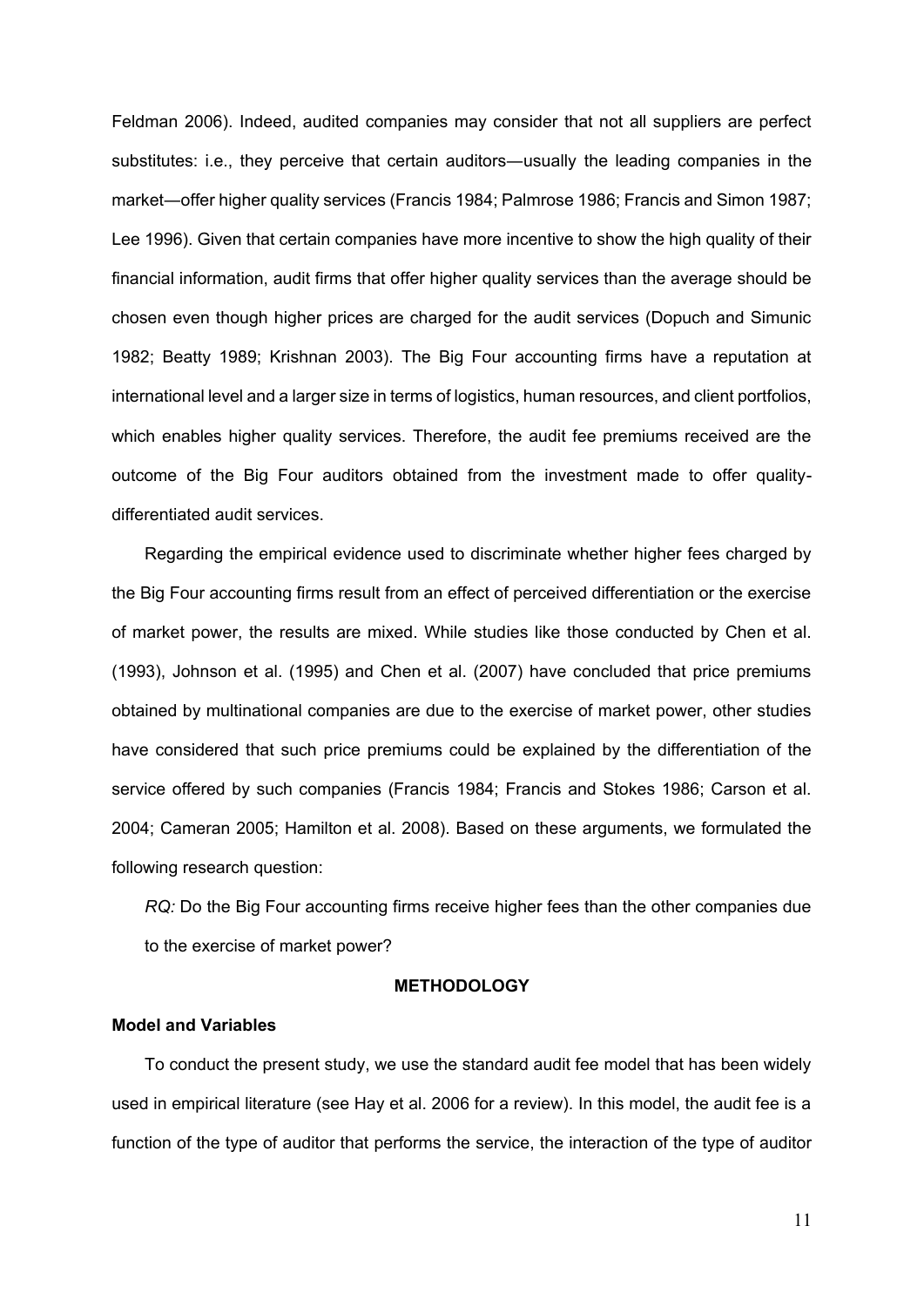Feldman 2006). Indeed, audited companies may consider that not all suppliers are perfect substitutes: i.e., they perceive that certain auditors—usually the leading companies in the market—offer higher quality services (Francis 1984; Palmrose 1986; Francis and Simon 1987; Lee 1996). Given that certain companies have more incentive to show the high quality of their financial information, audit firms that offer higher quality services than the average should be chosen even though higher prices are charged for the audit services (Dopuch and Simunic 1982; Beatty 1989; Krishnan 2003). The Big Four accounting firms have a reputation at international level and a larger size in terms of logistics, human resources, and client portfolios, which enables higher quality services. Therefore, the audit fee premiums received are the outcome of the Big Four auditors obtained from the investment made to offer quality-differentiated audit services.

Regarding the empirical evidence used to discriminate whether higher fees charged by the Big Four accounting firms result from an effect of perceived differentiation or the exercise of market power, the results are mixed. While studies like those conducted by Chen et al. (1993), Johnson et al. (1995) and Chen et al. (2007) have concluded that price premiums obtained by multinational companies are due to the exercise of market power, other studies have considered that such price premiums could be explained by the differentiation of the service offered by such companies (Francis 1984; Francis and Stokes 1986; Carson et al. 2004; Cameran 2005; Hamilton et al. 2008). Based on these arguments, we formulated the following research question:

*RQ:* Do the Big Four accounting firms receive higher fees than the other companies due to the exercise of market power?

## METHODOLOGY

### Model and Variables

To conduct the present study, we use the standard audit fee model that has been widely used in empirical literature (see Hay et al. 2006 for a review). In this model, the audit fee is a function of the type of auditor that performs the service, the interaction of the type of auditor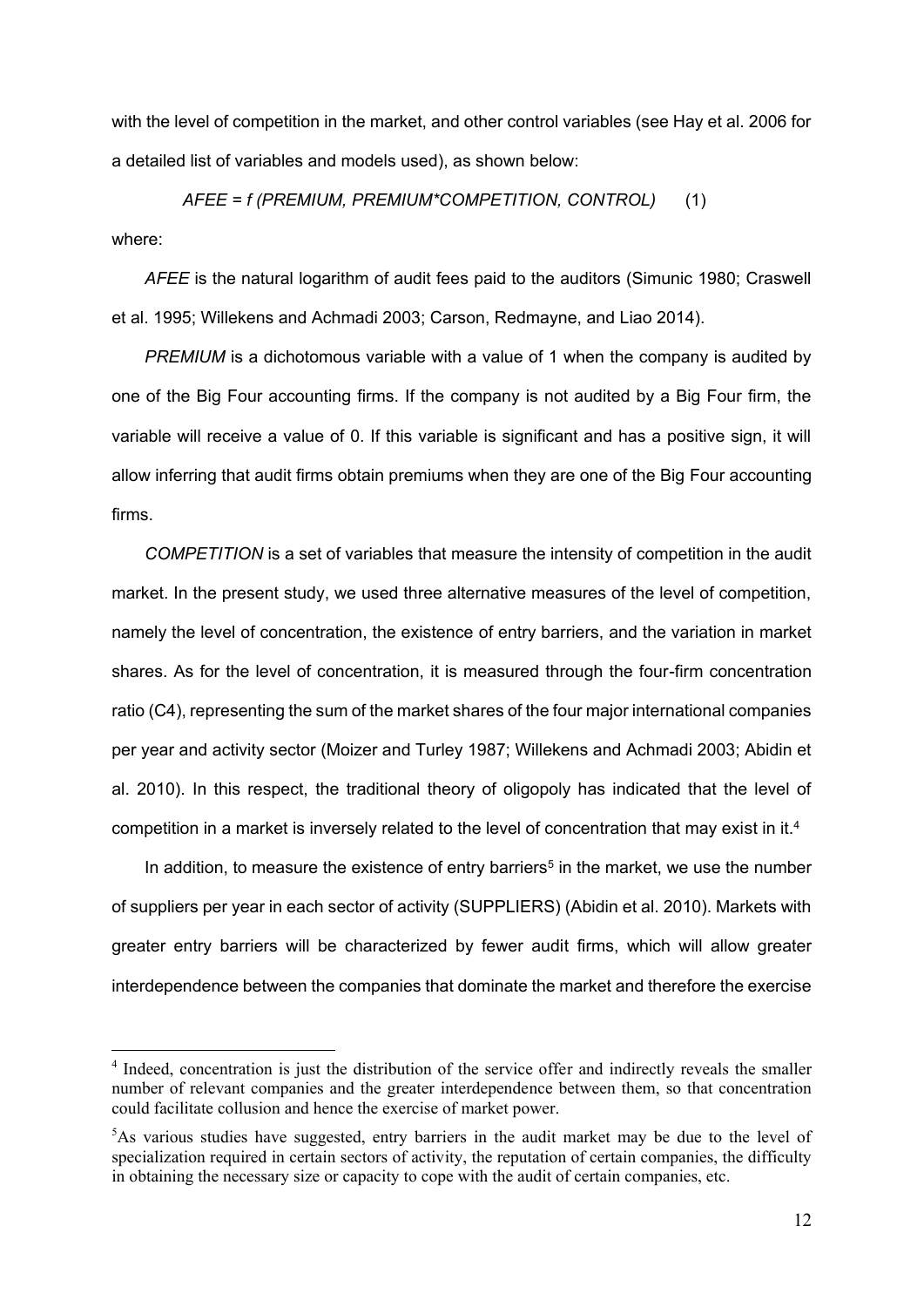with the level of competition in the market, and other control variables (see Hay et al. 2006 for a detailed list of variables and models used), as shown below:

*AFEE = f (PREMIUM, PREMIUM\*COMPETITION, CONTROL)* (1)

where:

*AFEE* is the natural logarithm of audit fees paid to the auditors (Simunic 1980; Craswell et al. 1995; Willekens and Achmadi 2003; Carson, Redmayne, and Liao 2014).

*PREMIUM* is a dichotomous variable with a value of 1 when the company is audited by one of the Big Four accounting firms. If the company is not audited by a Big Four firm, the variable will receive a value of 0. If this variable is significant and has a positive sign, it will allow inferring that audit firms obtain premiums when they are one of the Big Four accounting firms.

*COMPETITION* is a set of variables that measure the intensity of competition in the audit market. In the present study, we used three alternative measures of the level of competition, namely the level of concentration, the existence of entry barriers, and the variation in market shares. As for the level of concentration, it is measured through the four-firm concentration ratio (C4), representing the sum of the market shares of the four major international companies per year and activity sector (Moizer and Turley 1987; Willekens and Achmadi 2003; Abidin et al. 2010). In this respect, the traditional theory of oligopoly has indicated that the level of competition in a market is inversely related to the level of concentration that may exist in it.[4]

In addition, to measure the existence of entry barriers[5] in the market, we use the number of suppliers per year in each sector of activity (SUPPLIERS) (Abidin et al. 2010). Markets with greater entry barriers will be characterized by fewer audit firms, which will allow greater interdependence between the companies that dominate the market and therefore the exercise

[4] Indeed, concentration is just the distribution of the service offer and indirectly reveals the smaller number of relevant companies and the greater interdependence between them, so that concentration could facilitate collusion and hence the exercise of market power.

[5] As various studies have suggested, entry barriers in the audit market may be due to the level of specialization required in certain sectors of activity, the reputation of certain companies, the difficulty in obtaining the necessary size or capacity to cope with the audit of certain companies, etc.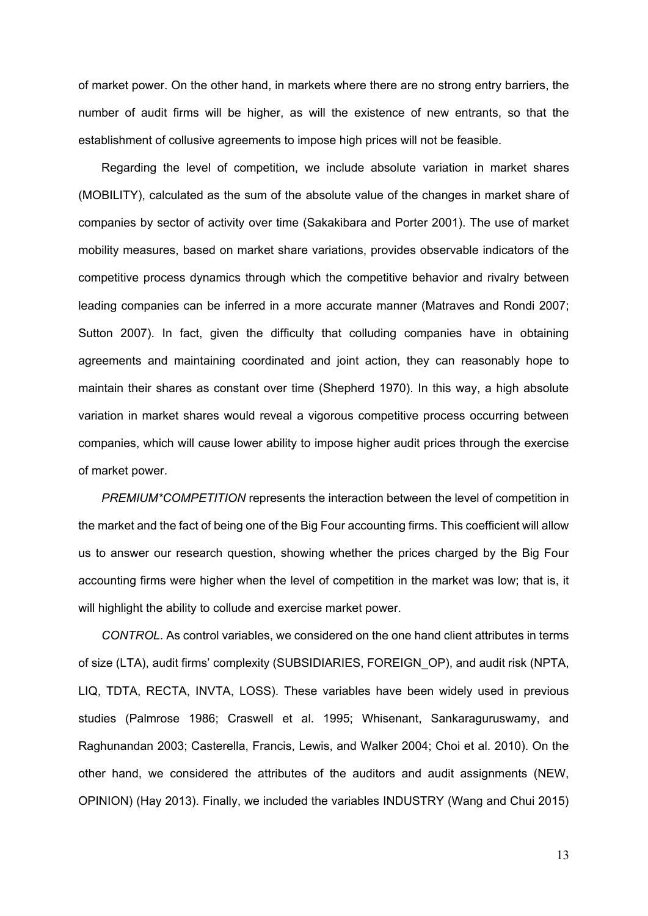of market power. On the other hand, in markets where there are no strong entry barriers, the number of audit firms will be higher, as will the existence of new entrants, so that the establishment of collusive agreements to impose high prices will not be feasible.

Regarding the level of competition, we include absolute variation in market shares (MOBILITY), calculated as the sum of the absolute value of the changes in market share of companies by sector of activity over time (Sakakibara and Porter 2001). The use of market mobility measures, based on market share variations, provides observable indicators of the competitive process dynamics through which the competitive behavior and rivalry between leading companies can be inferred in a more accurate manner (Matraves and Rondi 2007; Sutton 2007). In fact, given the difficulty that colluding companies have in obtaining agreements and maintaining coordinated and joint action, they can reasonably hope to maintain their shares as constant over time (Shepherd 1970). In this way, a high absolute variation in market shares would reveal a vigorous competitive process occurring between companies, which will cause lower ability to impose higher audit prices through the exercise of market power.

*PREMIUM*COMPETITION* represents the interaction between the level of competition in the market and the fact of being one of the Big Four accounting firms. This coefficient will allow us to answer our research question, showing whether the prices charged by the Big Four accounting firms were higher when the level of competition in the market was low; that is, it will highlight the ability to collude and exercise market power.

*CONTROL*. As control variables, we considered on the one hand client attributes in terms of size (LTA), audit firms' complexity (SUBSIDIARIES, FOREIGN_OP), and audit risk (NPTA, LIQ, TDTA, RECTA, INVTA, LOSS). These variables have been widely used in previous studies (Palmrose 1986; Craswell et al. 1995; Whisenant, Sankaraguruswamy, and Raghunandan 2003; Casterella, Francis, Lewis, and Walker 2004; Choi et al. 2010). On the other hand, we considered the attributes of the auditors and audit assignments (NEW, OPINION) (Hay 2013). Finally, we included the variables INDUSTRY (Wang and Chui 2015)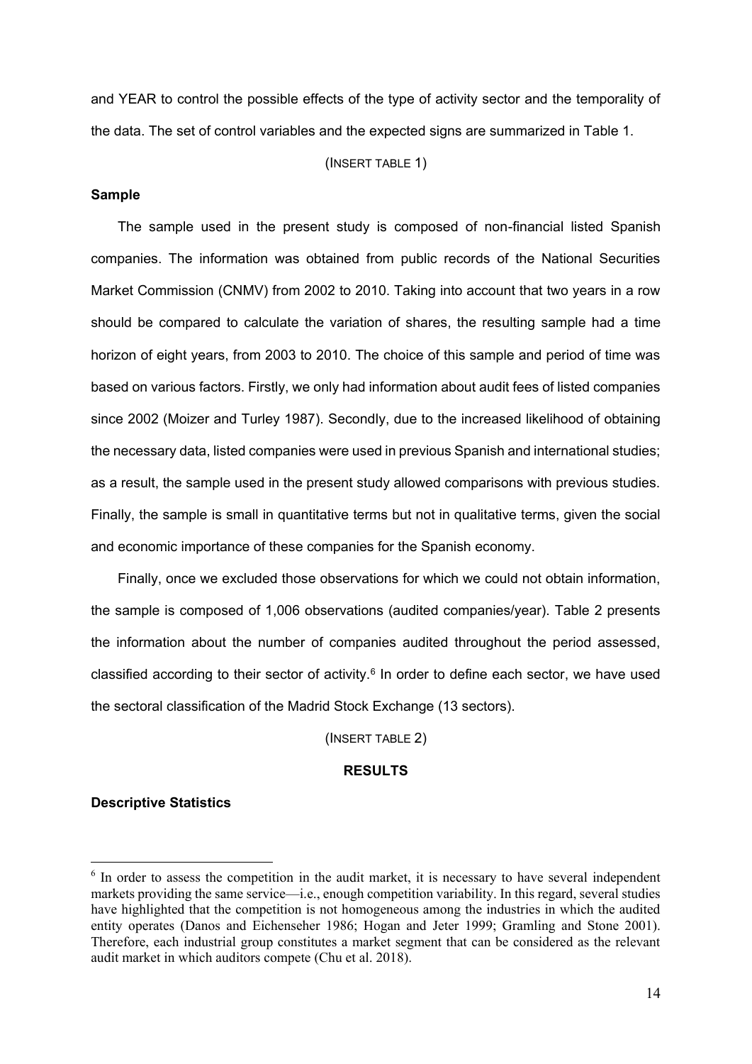and YEAR to control the possible effects of the type of activity sector and the temporality of the data. The set of control variables and the expected signs are summarized in Table 1.

(INSERT TABLE 1)

### Sample

The sample used in the present study is composed of non-financial listed Spanish companies. The information was obtained from public records of the National Securities Market Commission (CNMV) from 2002 to 2010. Taking into account that two years in a row should be compared to calculate the variation of shares, the resulting sample had a time horizon of eight years, from 2003 to 2010. The choice of this sample and period of time was based on various factors. Firstly, we only had information about audit fees of listed companies since 2002 (Moizer and Turley 1987). Secondly, due to the increased likelihood of obtaining the necessary data, listed companies were used in previous Spanish and international studies; as a result, the sample used in the present study allowed comparisons with previous studies. Finally, the sample is small in quantitative terms but not in qualitative terms, given the social and economic importance of these companies for the Spanish economy.

Finally, once we excluded those observations for which we could not obtain information, the sample is composed of 1,006 observations (audited companies/year). Table 2 presents the information about the number of companies audited throughout the period assessed, classified according to their sector of activity.[6] In order to define each sector, we have used the sectoral classification of the Madrid Stock Exchange (13 sectors).

(INSERT TABLE 2)

## RESULTS

### Descriptive Statistics

[6] In order to assess the competition in the audit market, it is necessary to have several independent markets providing the same service—i.e., enough competition variability. In this regard, several studies have highlighted that the competition is not homogeneous among the industries in which the audited entity operates (Danos and Eichenseher 1986; Hogan and Jeter 1999; Gramling and Stone 2001). Therefore, each industrial group constitutes a market segment that can be considered as the relevant audit market in which auditors compete (Chu et al. 2018).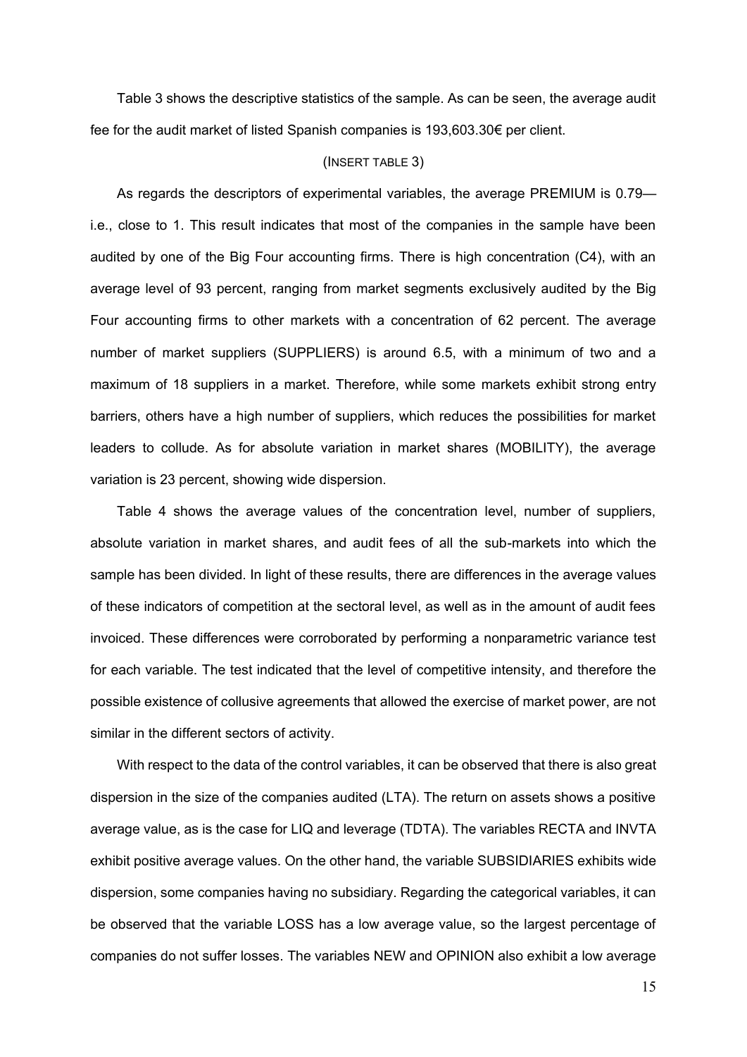Table 3 shows the descriptive statistics of the sample. As can be seen, the average audit fee for the audit market of listed Spanish companies is 193,603.30€ per client.

(INSERT TABLE 3)

As regards the descriptors of experimental variables, the average PREMIUM is 0.79—i.e., close to 1. This result indicates that most of the companies in the sample have been audited by one of the Big Four accounting firms. There is high concentration (C4), with an average level of 93 percent, ranging from market segments exclusively audited by the Big Four accounting firms to other markets with a concentration of 62 percent. The average number of market suppliers (SUPPLIERS) is around 6.5, with a minimum of two and a maximum of 18 suppliers in a market. Therefore, while some markets exhibit strong entry barriers, others have a high number of suppliers, which reduces the possibilities for market leaders to collude. As for absolute variation in market shares (MOBILITY), the average variation is 23 percent, showing wide dispersion.

Table 4 shows the average values of the concentration level, number of suppliers, absolute variation in market shares, and audit fees of all the sub-markets into which the sample has been divided. In light of these results, there are differences in the average values of these indicators of competition at the sectoral level, as well as in the amount of audit fees invoiced. These differences were corroborated by performing a nonparametric variance test for each variable. The test indicated that the level of competitive intensity, and therefore the possible existence of collusive agreements that allowed the exercise of market power, are not similar in the different sectors of activity.

With respect to the data of the control variables, it can be observed that there is also great dispersion in the size of the companies audited (LTA). The return on assets shows a positive average value, as is the case for LIQ and leverage (TDTA). The variables RECTA and INVTA exhibit positive average values. On the other hand, the variable SUBSIDIARIES exhibits wide dispersion, some companies having no subsidiary. Regarding the categorical variables, it can be observed that the variable LOSS has a low average value, so the largest percentage of companies do not suffer losses. The variables NEW and OPINION also exhibit a low average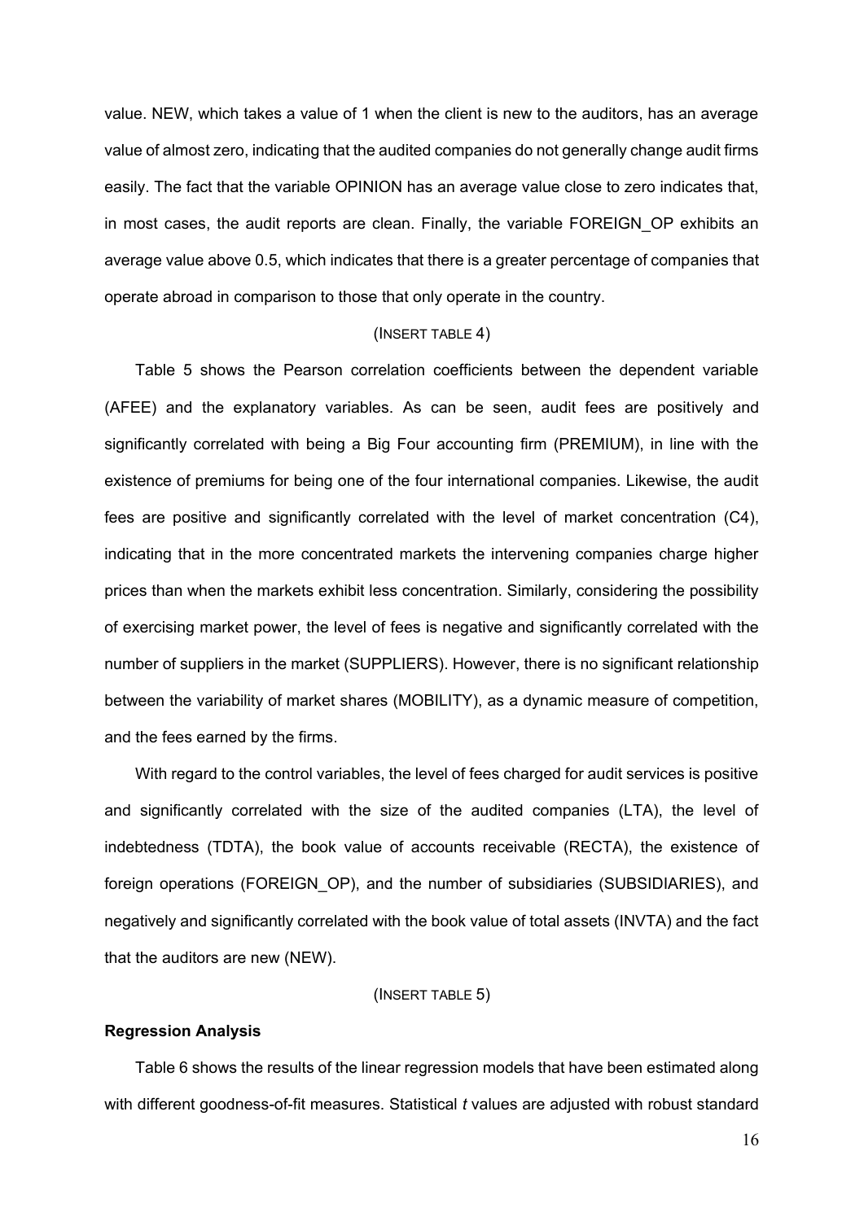value. NEW, which takes a value of 1 when the client is new to the auditors, has an average value of almost zero, indicating that the audited companies do not generally change audit firms easily. The fact that the variable OPINION has an average value close to zero indicates that, in most cases, the audit reports are clean. Finally, the variable FOREIGN_OP exhibits an average value above 0.5, which indicates that there is a greater percentage of companies that operate abroad in comparison to those that only operate in the country.

(INSERT TABLE 4)

Table 5 shows the Pearson correlation coefficients between the dependent variable (AFEE) and the explanatory variables. As can be seen, audit fees are positively and significantly correlated with being a Big Four accounting firm (PREMIUM), in line with the existence of premiums for being one of the four international companies. Likewise, the audit fees are positive and significantly correlated with the level of market concentration (C4), indicating that in the more concentrated markets the intervening companies charge higher prices than when the markets exhibit less concentration. Similarly, considering the possibility of exercising market power, the level of fees is negative and significantly correlated with the number of suppliers in the market (SUPPLIERS). However, there is no significant relationship between the variability of market shares (MOBILITY), as a dynamic measure of competition, and the fees earned by the firms.

With regard to the control variables, the level of fees charged for audit services is positive and significantly correlated with the size of the audited companies (LTA), the level of indebtedness (TDTA), the book value of accounts receivable (RECTA), the existence of foreign operations (FOREIGN_OP), and the number of subsidiaries (SUBSIDIARIES), and negatively and significantly correlated with the book value of total assets (INVTA) and the fact that the auditors are new (NEW).

(INSERT TABLE 5)

**Regression Analysis**

Table 6 shows the results of the linear regression models that have been estimated along with different goodness-of-fit measures. Statistical *t* values are adjusted with robust standard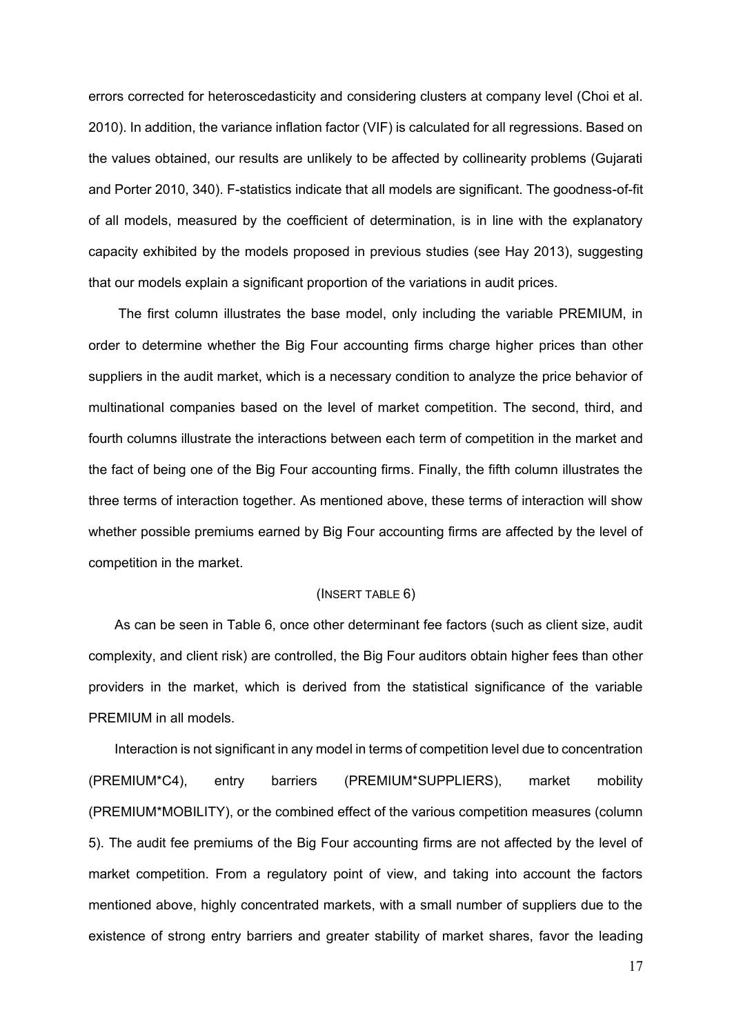errors corrected for heteroscedasticity and considering clusters at company level (Choi et al. 2010). In addition, the variance inflation factor (VIF) is calculated for all regressions. Based on the values obtained, our results are unlikely to be affected by collinearity problems (Gujarati and Porter 2010, 340). F-statistics indicate that all models are significant. The goodness-of-fit of all models, measured by the coefficient of determination, is in line with the explanatory capacity exhibited by the models proposed in previous studies (see Hay 2013), suggesting that our models explain a significant proportion of the variations in audit prices.

The first column illustrates the base model, only including the variable PREMIUM, in order to determine whether the Big Four accounting firms charge higher prices than other suppliers in the audit market, which is a necessary condition to analyze the price behavior of multinational companies based on the level of market competition. The second, third, and fourth columns illustrate the interactions between each term of competition in the market and the fact of being one of the Big Four accounting firms. Finally, the fifth column illustrates the three terms of interaction together. As mentioned above, these terms of interaction will show whether possible premiums earned by Big Four accounting firms are affected by the level of competition in the market.

(INSERT TABLE 6)

As can be seen in Table 6, once other determinant fee factors (such as client size, audit complexity, and client risk) are controlled, the Big Four auditors obtain higher fees than other providers in the market, which is derived from the statistical significance of the variable PREMIUM in all models.

Interaction is not significant in any model in terms of competition level due to concentration (PREMIUM*C4), entry barriers (PREMIUM*SUPPLIERS), market mobility (PREMIUM*MOBILITY), or the combined effect of the various competition measures (column 5). The audit fee premiums of the Big Four accounting firms are not affected by the level of market competition. From a regulatory point of view, and taking into account the factors mentioned above, highly concentrated markets, with a small number of suppliers due to the existence of strong entry barriers and greater stability of market shares, favor the leading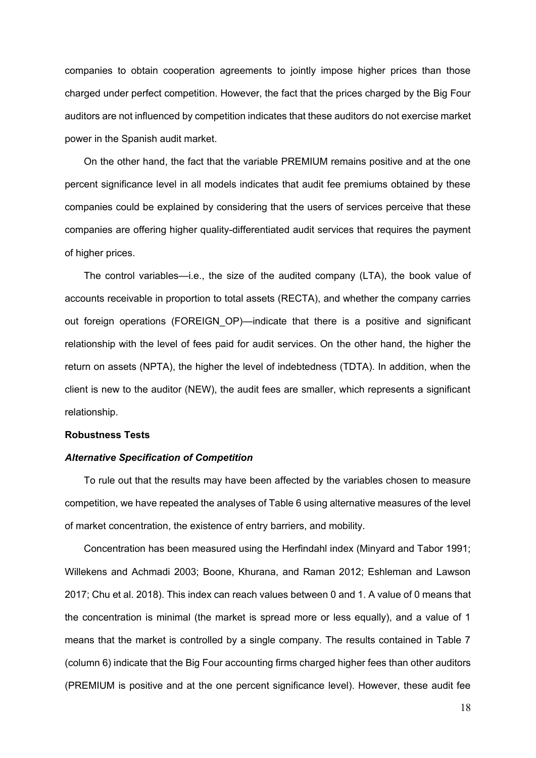companies to obtain cooperation agreements to jointly impose higher prices than those charged under perfect competition. However, the fact that the prices charged by the Big Four auditors are not influenced by competition indicates that these auditors do not exercise market power in the Spanish audit market.

On the other hand, the fact that the variable PREMIUM remains positive and at the one percent significance level in all models indicates that audit fee premiums obtained by these companies could be explained by considering that the users of services perceive that these companies are offering higher quality-differentiated audit services that requires the payment of higher prices.

The control variables—i.e., the size of the audited company (LTA), the book value of accounts receivable in proportion to total assets (RECTA), and whether the company carries out foreign operations (FOREIGN_OP)—indicate that there is a positive and significant relationship with the level of fees paid for audit services. On the other hand, the higher the return on assets (NPTA), the higher the level of indebtedness (TDTA). In addition, when the client is new to the auditor (NEW), the audit fees are smaller, which represents a significant relationship.

**Robustness Tests**

***Alternative Specification of Competition***

To rule out that the results may have been affected by the variables chosen to measure competition, we have repeated the analyses of Table 6 using alternative measures of the level of market concentration, the existence of entry barriers, and mobility.

Concentration has been measured using the Herfindahl index (Minyard and Tabor 1991; Willekens and Achmadi 2003; Boone, Khurana, and Raman 2012; Eshleman and Lawson 2017; Chu et al. 2018). This index can reach values between 0 and 1. A value of 0 means that the concentration is minimal (the market is spread more or less equally), and a value of 1 means that the market is controlled by a single company. The results contained in Table 7 (column 6) indicate that the Big Four accounting firms charged higher fees than other auditors (PREMIUM is positive and at the one percent significance level). However, these audit fee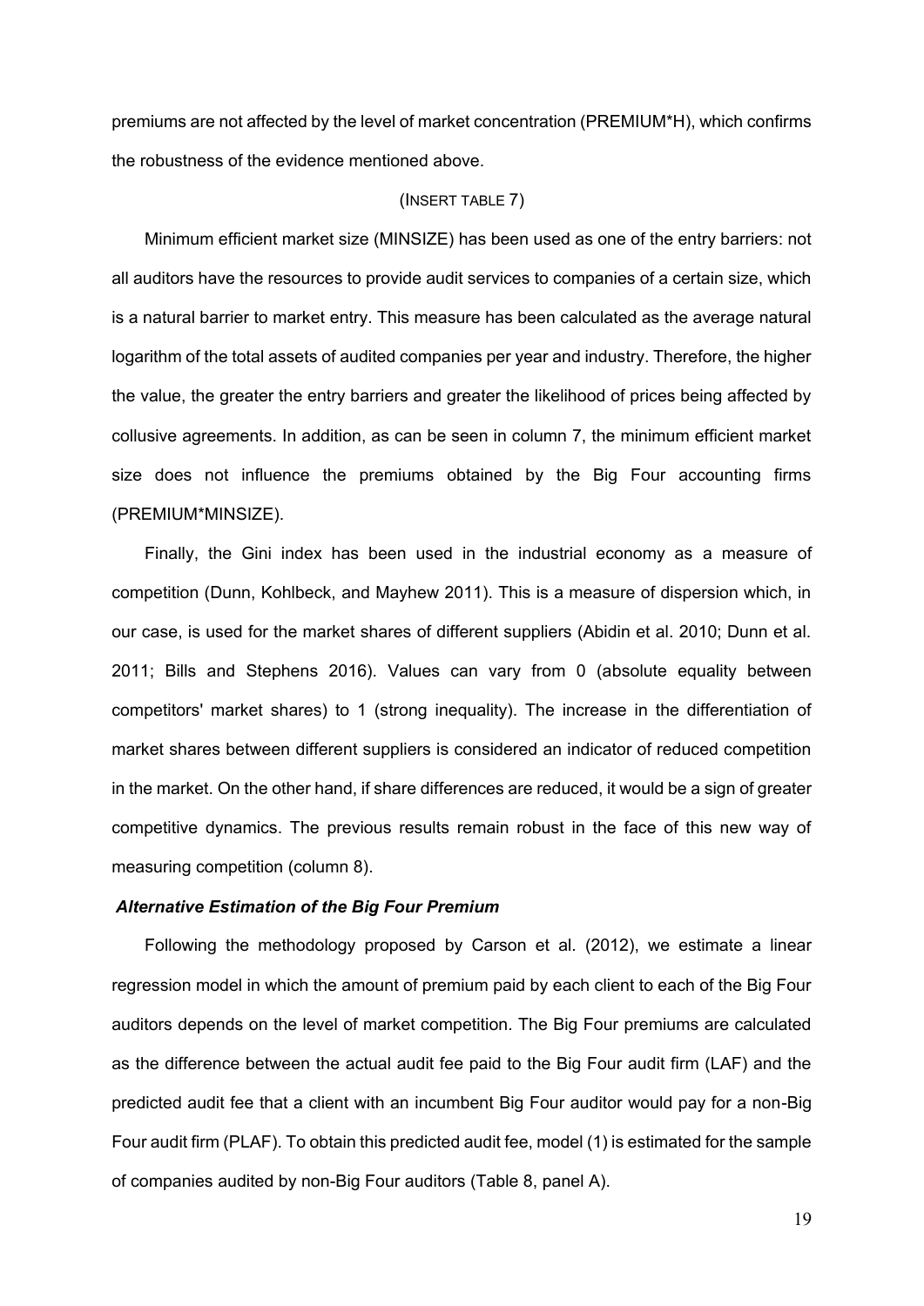premiums are not affected by the level of market concentration (PREMIUM*H), which confirms the robustness of the evidence mentioned above.

(INSERT TABLE 7)

Minimum efficient market size (MINSIZE) has been used as one of the entry barriers: not all auditors have the resources to provide audit services to companies of a certain size, which is a natural barrier to market entry. This measure has been calculated as the average natural logarithm of the total assets of audited companies per year and industry. Therefore, the higher the value, the greater the entry barriers and greater the likelihood of prices being affected by collusive agreements. In addition, as can be seen in column 7, the minimum efficient market size does not influence the premiums obtained by the Big Four accounting firms (PREMIUM*MINSIZE).

Finally, the Gini index has been used in the industrial economy as a measure of competition (Dunn, Kohlbeck, and Mayhew 2011). This is a measure of dispersion which, in our case, is used for the market shares of different suppliers (Abidin et al. 2010; Dunn et al. 2011; Bills and Stephens 2016). Values can vary from 0 (absolute equality between competitors' market shares) to 1 (strong inequality). The increase in the differentiation of market shares between different suppliers is considered an indicator of reduced competition in the market. On the other hand, if share differences are reduced, it would be a sign of greater competitive dynamics. The previous results remain robust in the face of this new way of measuring competition (column 8).

### *Alternative Estimation of the Big Four Premium*

Following the methodology proposed by Carson et al. (2012), we estimate a linear regression model in which the amount of premium paid by each client to each of the Big Four auditors depends on the level of market competition. The Big Four premiums are calculated as the difference between the actual audit fee paid to the Big Four audit firm (LAF) and the predicted audit fee that a client with an incumbent Big Four auditor would pay for a non-Big Four audit firm (PLAF). To obtain this predicted audit fee, model (1) is estimated for the sample of companies audited by non-Big Four auditors (Table 8, panel A).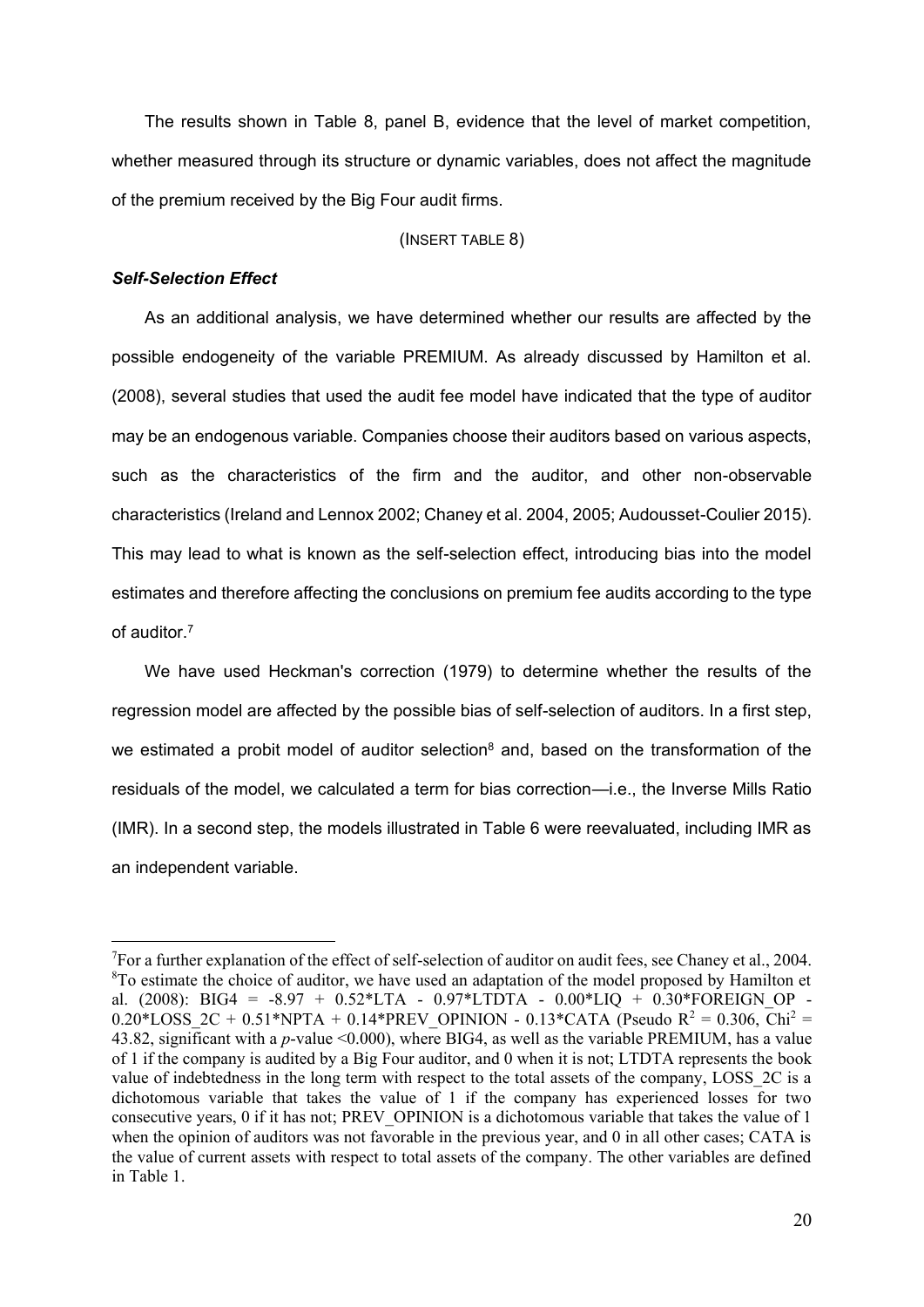The results shown in Table 8, panel B, evidence that the level of market competition, whether measured through its structure or dynamic variables, does not affect the magnitude of the premium received by the Big Four audit firms.

(INSERT TABLE 8)

***Self-Selection Effect***

As an additional analysis, we have determined whether our results are affected by the possible endogeneity of the variable PREMIUM. As already discussed by Hamilton et al. (2008), several studies that used the audit fee model have indicated that the type of auditor may be an endogenous variable. Companies choose their auditors based on various aspects, such as the characteristics of the firm and the auditor, and other non-observable characteristics (Ireland and Lennox 2002; Chaney et al. 2004, 2005; Audousset-Coulier 2015). This may lead to what is known as the self-selection effect, introducing bias into the model estimates and therefore affecting the conclusions on premium fee audits according to the type of auditor.[7]

We have used Heckman's correction (1979) to determine whether the results of the regression model are affected by the possible bias of self-selection of auditors. In a first step, we estimated a probit model of auditor selection[8] and, based on the transformation of the residuals of the model, we calculated a term for bias correction—i.e., the Inverse Mills Ratio (IMR). In a second step, the models illustrated in Table 6 were reevaluated, including IMR as an independent variable.

---

[7] For a further explanation of the effect of self-selection of auditor on audit fees, see Chaney et al., 2004.

[8] To estimate the choice of auditor, we have used an adaptation of the model proposed by Hamilton et al. (2008): BIG4 = -8.97 + 0.52*LTA - 0.97*LTDTA - 0.00*LIQ + 0.30*FOREIGN_OP - 0.20*LOSS_2C + 0.51*NPTA + 0.14*PREV_OPINION - 0.13*CATA (Pseudo $R^2 = 0.306$, $Chi^2 = 43.82$, significant with a *p*-value <0.000), where BIG4, as well as the variable PREMIUM, has a value of 1 if the company is audited by a Big Four auditor, and 0 when it is not; LTDTA represents the book value of indebtedness in the long term with respect to the total assets of the company, LOSS_2C is a dichotomous variable that takes the value of 1 if the company has experienced losses for two consecutive years, 0 if it has not; PREV_OPINION is a dichotomous variable that takes the value of 1 when the opinion of auditors was not favorable in the previous year, and 0 in all other cases; CATA is the value of current assets with respect to total assets of the company. The other variables are defined in Table 1.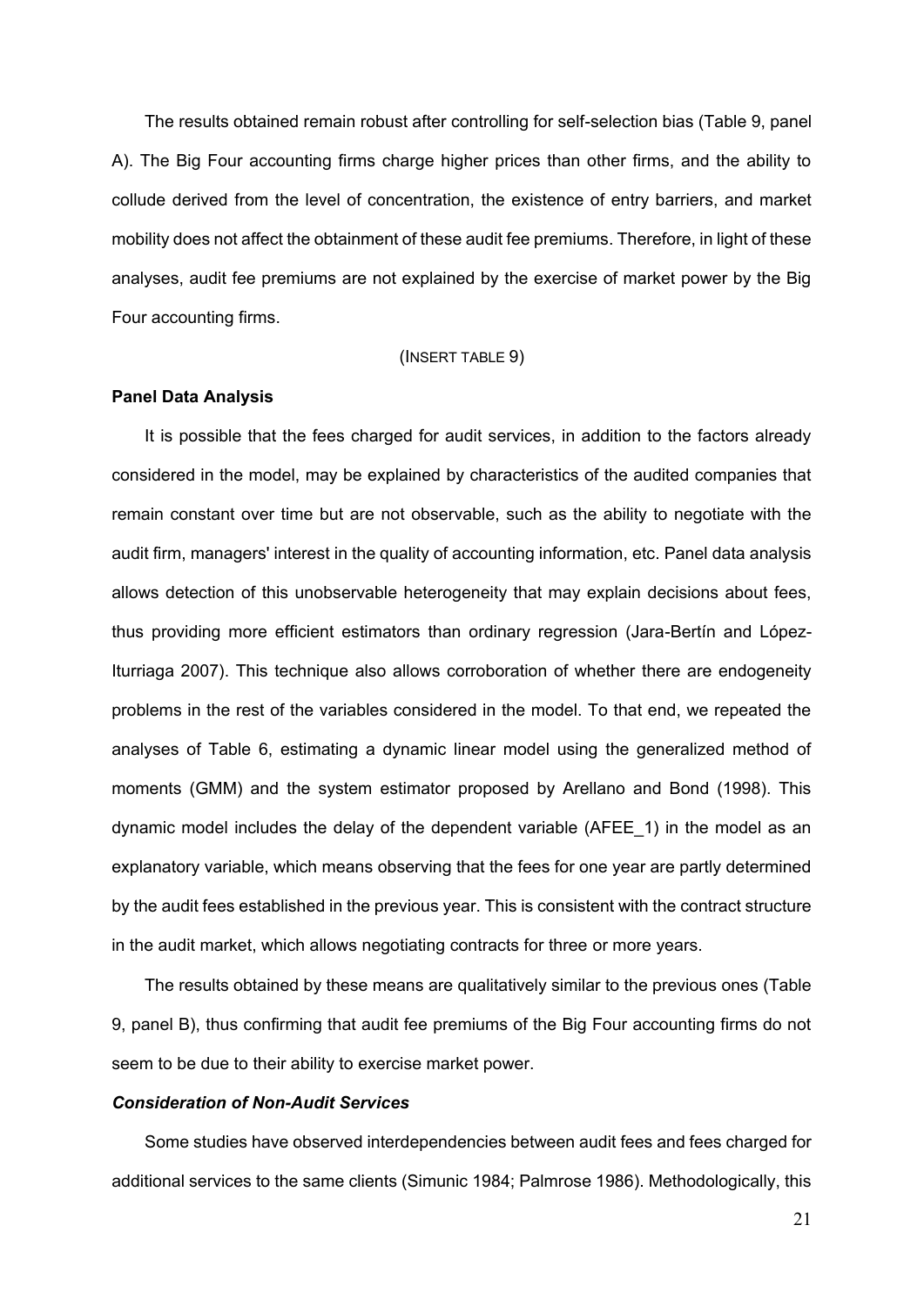The results obtained remain robust after controlling for self-selection bias (Table 9, panel A). The Big Four accounting firms charge higher prices than other firms, and the ability to collude derived from the level of concentration, the existence of entry barriers, and market mobility does not affect the obtainment of these audit fee premiums. Therefore, in light of these analyses, audit fee premiums are not explained by the exercise of market power by the Big Four accounting firms.

(INSERT TABLE 9)

**Panel Data Analysis**

It is possible that the fees charged for audit services, in addition to the factors already considered in the model, may be explained by characteristics of the audited companies that remain constant over time but are not observable, such as the ability to negotiate with the audit firm, managers' interest in the quality of accounting information, etc. Panel data analysis allows detection of this unobservable heterogeneity that may explain decisions about fees, thus providing more efficient estimators than ordinary regression (Jara-Bertín and López-Iturriaga 2007). This technique also allows corroboration of whether there are endogeneity problems in the rest of the variables considered in the model. To that end, we repeated the analyses of Table 6, estimating a dynamic linear model using the generalized method of moments (GMM) and the system estimator proposed by Arellano and Bond (1998). This dynamic model includes the delay of the dependent variable (AFEE_1) in the model as an explanatory variable, which means observing that the fees for one year are partly determined by the audit fees established in the previous year. This is consistent with the contract structure in the audit market, which allows negotiating contracts for three or more years.

The results obtained by these means are qualitatively similar to the previous ones (Table 9, panel B), thus confirming that audit fee premiums of the Big Four accounting firms do not seem to be due to their ability to exercise market power.

***Consideration of Non-Audit Services***

Some studies have observed interdependencies between audit fees and fees charged for additional services to the same clients (Simunic 1984; Palmrose 1986). Methodologically, this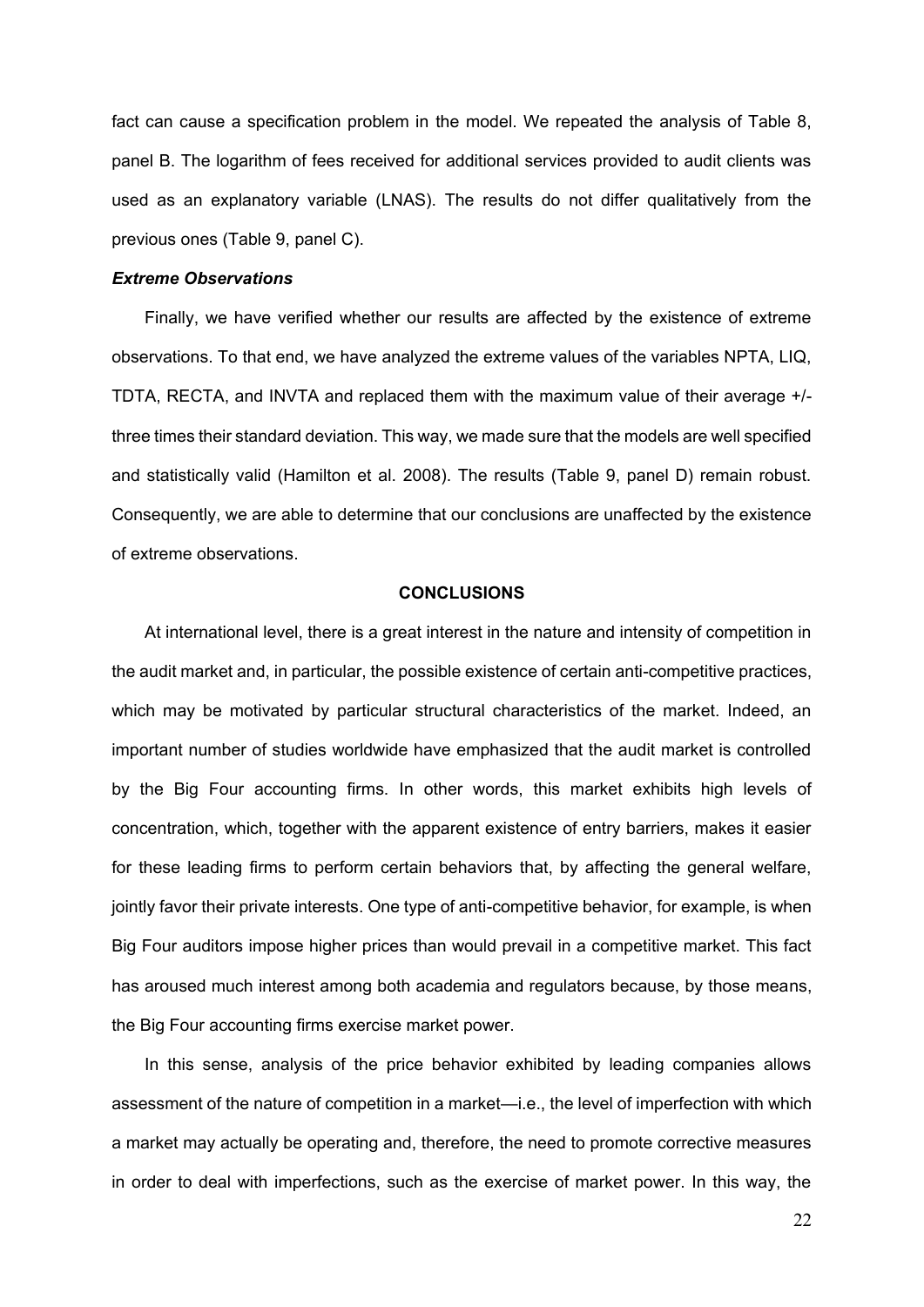fact can cause a specification problem in the model. We repeated the analysis of Table 8, panel B. The logarithm of fees received for additional services provided to audit clients was used as an explanatory variable (LNAS). The results do not differ qualitatively from the previous ones (Table 9, panel C).

***Extreme Observations***

Finally, we have verified whether our results are affected by the existence of extreme observations. To that end, we have analyzed the extreme values of the variables NPTA, LIQ, TDTA, RECTA, and INVTA and replaced them with the maximum value of their average +/- three times their standard deviation. This way, we made sure that the models are well specified and statistically valid (Hamilton et al. 2008). The results (Table 9, panel D) remain robust. Consequently, we are able to determine that our conclusions are unaffected by the existence of extreme observations.

## CONCLUSIONS

At international level, there is a great interest in the nature and intensity of competition in the audit market and, in particular, the possible existence of certain anti-competitive practices, which may be motivated by particular structural characteristics of the market. Indeed, an important number of studies worldwide have emphasized that the audit market is controlled by the Big Four accounting firms. In other words, this market exhibits high levels of concentration, which, together with the apparent existence of entry barriers, makes it easier for these leading firms to perform certain behaviors that, by affecting the general welfare, jointly favor their private interests. One type of anti-competitive behavior, for example, is when Big Four auditors impose higher prices than would prevail in a competitive market. This fact has aroused much interest among both academia and regulators because, by those means, the Big Four accounting firms exercise market power.

In this sense, analysis of the price behavior exhibited by leading companies allows assessment of the nature of competition in a market—i.e., the level of imperfection with which a market may actually be operating and, therefore, the need to promote corrective measures in order to deal with imperfections, such as the exercise of market power. In this way, the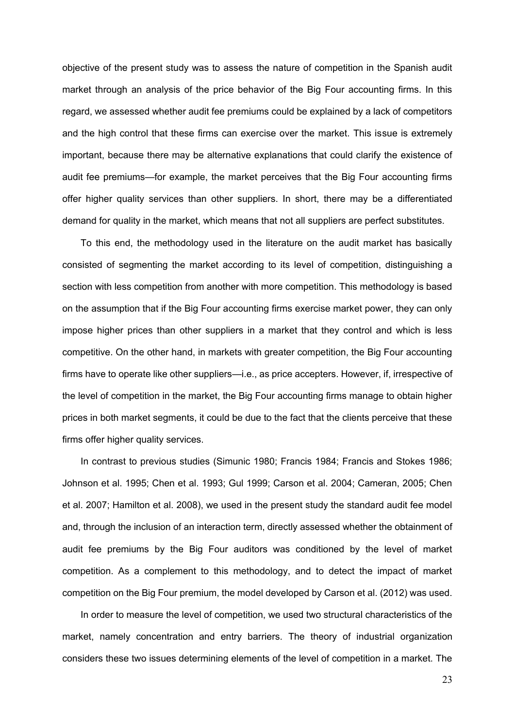objective of the present study was to assess the nature of competition in the Spanish audit market through an analysis of the price behavior of the Big Four accounting firms. In this regard, we assessed whether audit fee premiums could be explained by a lack of competitors and the high control that these firms can exercise over the market. This issue is extremely important, because there may be alternative explanations that could clarify the existence of audit fee premiums—for example, the market perceives that the Big Four accounting firms offer higher quality services than other suppliers. In short, there may be a differentiated demand for quality in the market, which means that not all suppliers are perfect substitutes.

To this end, the methodology used in the literature on the audit market has basically consisted of segmenting the market according to its level of competition, distinguishing a section with less competition from another with more competition. This methodology is based on the assumption that if the Big Four accounting firms exercise market power, they can only impose higher prices than other suppliers in a market that they control and which is less competitive. On the other hand, in markets with greater competition, the Big Four accounting firms have to operate like other suppliers—i.e., as price accepters. However, if, irrespective of the level of competition in the market, the Big Four accounting firms manage to obtain higher prices in both market segments, it could be due to the fact that the clients perceive that these firms offer higher quality services.

In contrast to previous studies (Simunic 1980; Francis 1984; Francis and Stokes 1986; Johnson et al. 1995; Chen et al. 1993; Gul 1999; Carson et al. 2004; Cameran, 2005; Chen et al. 2007; Hamilton et al. 2008), we used in the present study the standard audit fee model and, through the inclusion of an interaction term, directly assessed whether the obtainment of audit fee premiums by the Big Four auditors was conditioned by the level of market competition. As a complement to this methodology, and to detect the impact of market competition on the Big Four premium, the model developed by Carson et al. (2012) was used.

In order to measure the level of competition, we used two structural characteristics of the market, namely concentration and entry barriers. The theory of industrial organization considers these two issues determining elements of the level of competition in a market. The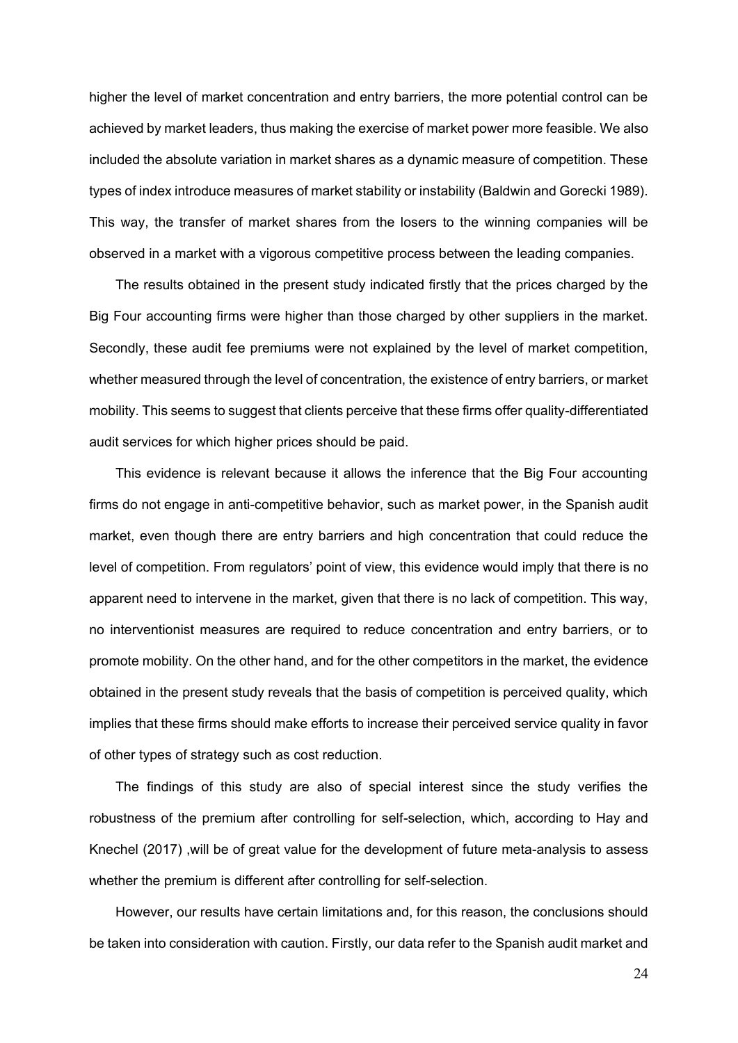higher the level of market concentration and entry barriers, the more potential control can be achieved by market leaders, thus making the exercise of market power more feasible. We also included the absolute variation in market shares as a dynamic measure of competition. These types of index introduce measures of market stability or instability (Baldwin and Gorecki 1989). This way, the transfer of market shares from the losers to the winning companies will be observed in a market with a vigorous competitive process between the leading companies.

The results obtained in the present study indicated firstly that the prices charged by the Big Four accounting firms were higher than those charged by other suppliers in the market. Secondly, these audit fee premiums were not explained by the level of market competition, whether measured through the level of concentration, the existence of entry barriers, or market mobility. This seems to suggest that clients perceive that these firms offer quality-differentiated audit services for which higher prices should be paid.

This evidence is relevant because it allows the inference that the Big Four accounting firms do not engage in anti-competitive behavior, such as market power, in the Spanish audit market, even though there are entry barriers and high concentration that could reduce the level of competition. From regulators' point of view, this evidence would imply that there is no apparent need to intervene in the market, given that there is no lack of competition. This way, no interventionist measures are required to reduce concentration and entry barriers, or to promote mobility. On the other hand, and for the other competitors in the market, the evidence obtained in the present study reveals that the basis of competition is perceived quality, which implies that these firms should make efforts to increase their perceived service quality in favor of other types of strategy such as cost reduction.

The findings of this study are also of special interest since the study verifies the robustness of the premium after controlling for self-selection, which, according to Hay and Knechel (2017) ,will be of great value for the development of future meta-analysis to assess whether the premium is different after controlling for self-selection.

However, our results have certain limitations and, for this reason, the conclusions should be taken into consideration with caution. Firstly, our data refer to the Spanish audit market and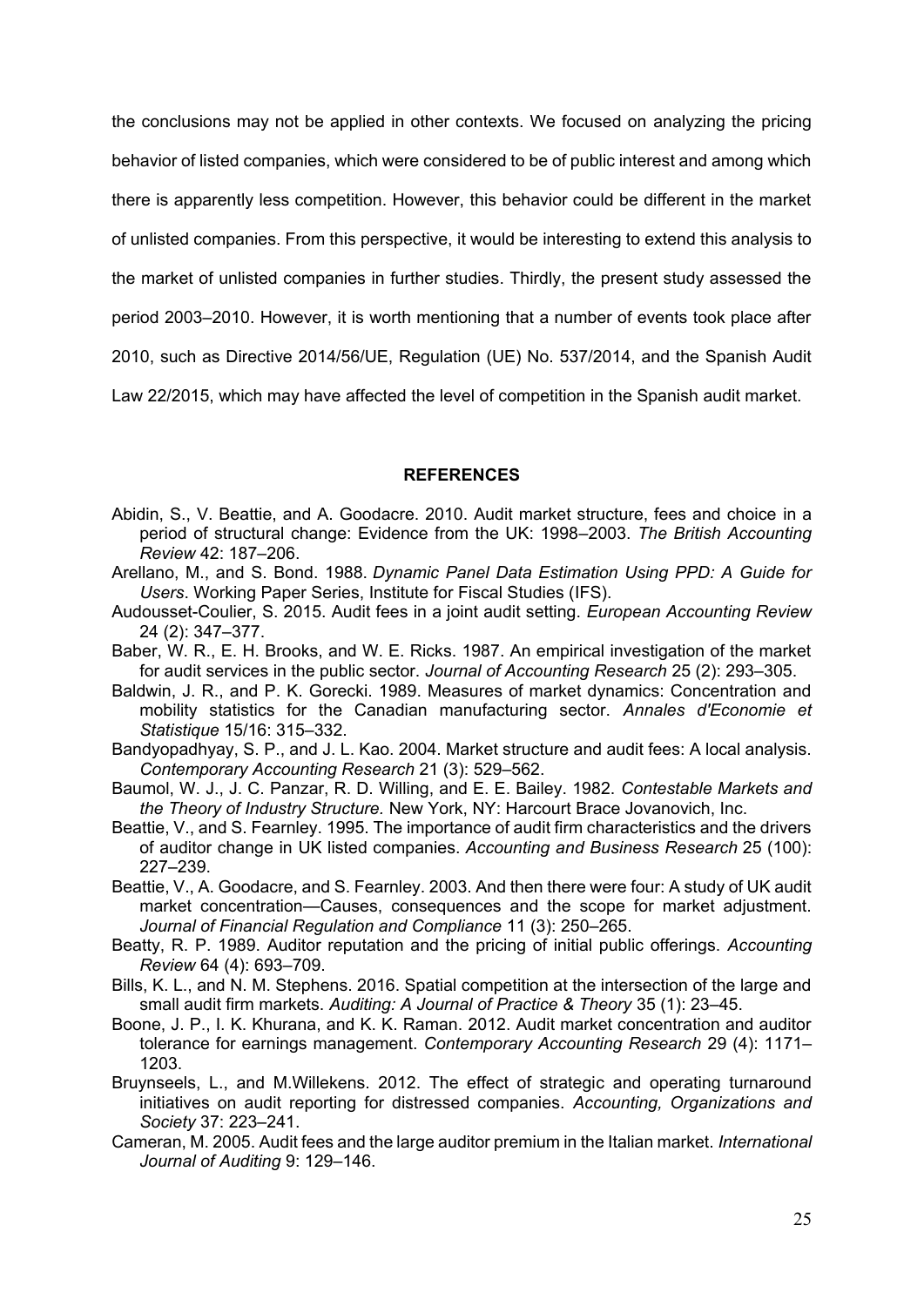the conclusions may not be applied in other contexts. We focused on analyzing the pricing behavior of listed companies, which were considered to be of public interest and among which there is apparently less competition. However, this behavior could be different in the market of unlisted companies. From this perspective, it would be interesting to extend this analysis to the market of unlisted companies in further studies. Thirdly, the present study assessed the period 2003–2010. However, it is worth mentioning that a number of events took place after 2010, such as Directive 2014/56/UE, Regulation (UE) No. 537/2014, and the Spanish Audit Law 22/2015, which may have affected the level of competition in the Spanish audit market.

## REFERENCES

Abidin, S., V. Beattie, and A. Goodacre. 2010. Audit market structure, fees and choice in a period of structural change: Evidence from the UK: 1998–2003. *The British Accounting Review* 42: 187–206.

Arellano, M., and S. Bond. 1988. *Dynamic Panel Data Estimation Using PPD: A Guide for Users*. Working Paper Series, Institute for Fiscal Studies (IFS).

Audousset-Coulier, S. 2015. Audit fees in a joint audit setting. *European Accounting Review* 24 (2): 347–377.

Baber, W. R., E. H. Brooks, and W. E. Ricks. 1987. An empirical investigation of the market for audit services in the public sector. *Journal of Accounting Research* 25 (2): 293–305.

Baldwin, J. R., and P. K. Gorecki. 1989. Measures of market dynamics: Concentration and mobility statistics for the Canadian manufacturing sector. *Annales d'Economie et Statistique* 15/16: 315–332.

Bandyopadhyay, S. P., and J. L. Kao. 2004. Market structure and audit fees: A local analysis. *Contemporary Accounting Research* 21 (3): 529–562.

Baumol, W. J., J. C. Panzar, R. D. Willing, and E. E. Bailey. 1982. *Contestable Markets and the Theory of Industry Structure.* New York, NY: Harcourt Brace Jovanovich, Inc.

Beattie, V., and S. Fearnley. 1995. The importance of audit firm characteristics and the drivers of auditor change in UK listed companies. *Accounting and Business Research* 25 (100): 227–239.

Beattie, V., A. Goodacre, and S. Fearnley. 2003. And then there were four: A study of UK audit market concentration—Causes, consequences and the scope for market adjustment. *Journal of Financial Regulation and Compliance* 11 (3): 250–265.

Beatty, R. P. 1989. Auditor reputation and the pricing of initial public offerings. *Accounting Review* 64 (4): 693–709.

Bills, K. L., and N. M. Stephens. 2016. Spatial competition at the intersection of the large and small audit firm markets. *Auditing: A Journal of Practice & Theory* 35 (1): 23–45.

Boone, J. P., I. K. Khurana, and K. K. Raman. 2012. Audit market concentration and auditor tolerance for earnings management. *Contemporary Accounting Research* 29 (4): 1171–1203.

Bruynseels, L., and M.Willekens. 2012. The effect of strategic and operating turnaround initiatives on audit reporting for distressed companies. *Accounting, Organizations and Society* 37: 223–241.

Cameran, M. 2005. Audit fees and the large auditor premium in the Italian market. *International Journal of Auditing* 9: 129–146.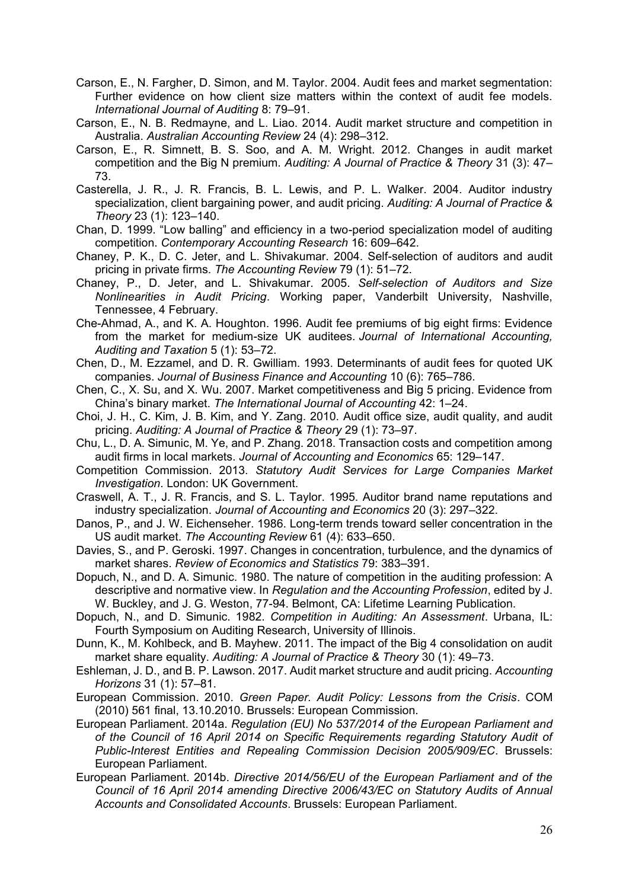Carson, E., N. Fargher, D. Simon, and M. Taylor. 2004. Audit fees and market segmentation: Further evidence on how client size matters within the context of audit fee models. *International Journal of Auditing* 8: 79–91.

Carson, E., N. B. Redmayne, and L. Liao. 2014. Audit market structure and competition in Australia. *Australian Accounting Review* 24 (4): 298–312.

Carson, E., R. Simnett, B. S. Soo, and A. M. Wright. 2012. Changes in audit market competition and the Big N premium. *Auditing: A Journal of Practice & Theory* 31 (3): 47–73.

Casterella, J. R., J. R. Francis, B. L. Lewis, and P. L. Walker. 2004. Auditor industry specialization, client bargaining power, and audit pricing. *Auditing: A Journal of Practice & Theory* 23 (1): 123–140.

Chan, D. 1999. "Low balling" and efficiency in a two-period specialization model of auditing competition. *Contemporary Accounting Research* 16: 609–642.

Chaney, P. K., D. C. Jeter, and L. Shivakumar. 2004. Self-selection of auditors and audit pricing in private firms. *The Accounting Review* 79 (1): 51–72.

Chaney, P., D. Jeter, and L. Shivakumar. 2005. *Self-selection of Auditors and Size Nonlinearities in Audit Pricing*. Working paper, Vanderbilt University, Nashville, Tennessee, 4 February.

Che-Ahmad, A., and K. A. Houghton. 1996. Audit fee premiums of big eight firms: Evidence from the market for medium-size UK auditees. *Journal of International Accounting, Auditing and Taxation* 5 (1): 53–72.

Chen, D., M. Ezzamel, and D. R. Gwilliam. 1993. Determinants of audit fees for quoted UK companies. *Journal of Business Finance and Accounting* 10 (6): 765–786.

Chen, C., X. Su, and X. Wu. 2007. Market competitiveness and Big 5 pricing. Evidence from China's binary market. *The International Journal of Accounting* 42: 1–24.

Choi, J. H., C. Kim, J. B. Kim, and Y. Zang. 2010. Audit office size, audit quality, and audit pricing. *Auditing: A Journal of Practice & Theory* 29 (1): 73–97.

Chu, L., D. A. Simunic, M. Ye, and P. Zhang. 2018. Transaction costs and competition among audit firms in local markets. *Journal of Accounting and Economics* 65: 129–147.

Competition Commission. 2013. *Statutory Audit Services for Large Companies Market Investigation*. London: UK Government.

Craswell, A. T., J. R. Francis, and S. L. Taylor. 1995. Auditor brand name reputations and industry specialization. *Journal of Accounting and Economics* 20 (3): 297–322.

Danos, P., and J. W. Eichenseher. 1986. Long-term trends toward seller concentration in the US audit market. *The Accounting Review* 61 (4): 633–650.

Davies, S., and P. Geroski. 1997. Changes in concentration, turbulence, and the dynamics of market shares. *Review of Economics and Statistics* 79: 383–391.

Dopuch, N., and D. A. Simunic. 1980. The nature of competition in the auditing profession: A descriptive and normative view. In *Regulation and the Accounting Profession*, edited by J. W. Buckley, and J. G. Weston, 77-94. Belmont, CA: Lifetime Learning Publication.

Dopuch, N., and D. Simunic. 1982. *Competition in Auditing: An Assessment*. Urbana, IL: Fourth Symposium on Auditing Research, University of Illinois.

Dunn, K., M. Kohlbeck, and B. Mayhew. 2011. The impact of the Big 4 consolidation on audit market share equality. *Auditing: A Journal of Practice & Theory* 30 (1): 49–73.

Eshleman, J. D., and B. P. Lawson. 2017. Audit market structure and audit pricing. *Accounting Horizons* 31 (1): 57–81.

European Commission. 2010. *Green Paper. Audit Policy: Lessons from the Crisis*. COM (2010) 561 final, 13.10.2010. Brussels: European Commission.

European Parliament. 2014a. *Regulation (EU) No 537/2014 of the European Parliament and of the Council of 16 April 2014 on Specific Requirements regarding Statutory Audit of Public-Interest Entities and Repealing Commission Decision 2005/909/EC*. Brussels: European Parliament.

European Parliament. 2014b. *Directive 2014/56/EU of the European Parliament and of the Council of 16 April 2014 amending Directive 2006/43/EC on Statutory Audits of Annual Accounts and Consolidated Accounts*. Brussels: European Parliament.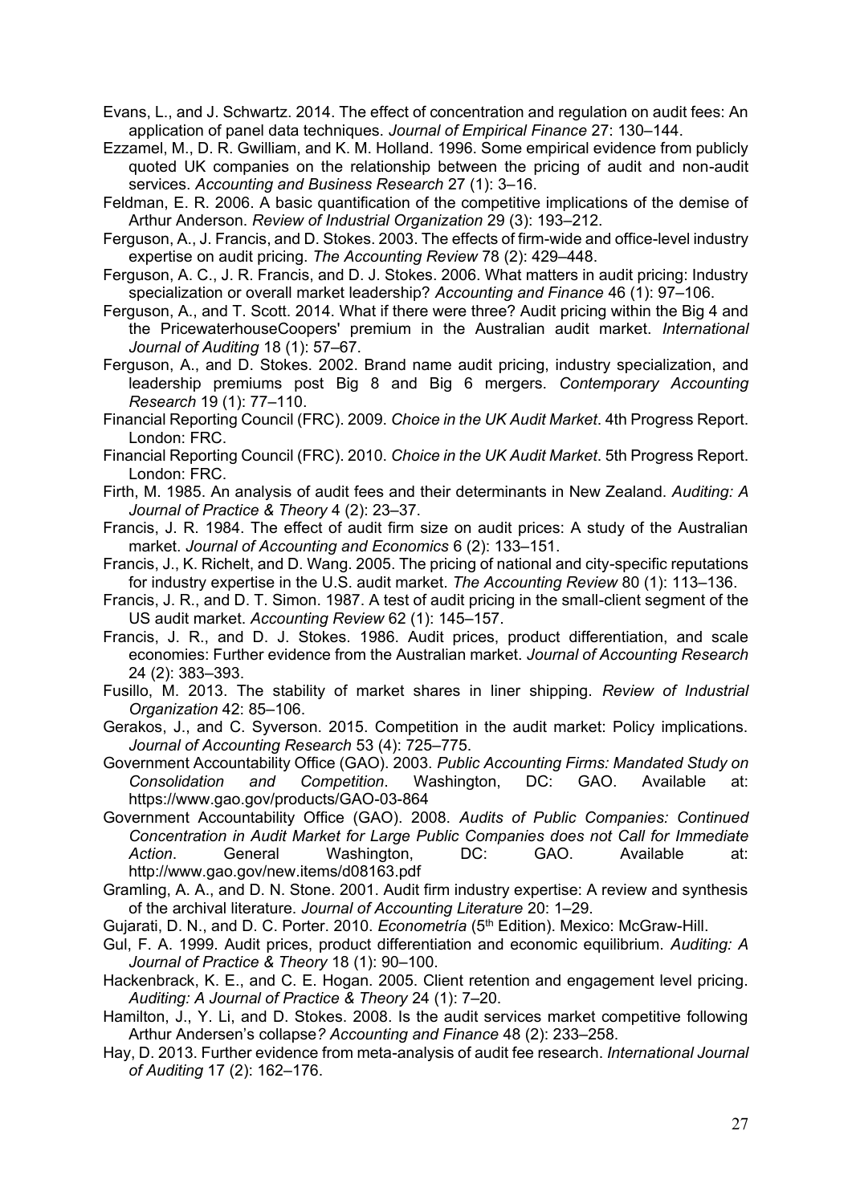Evans, L., and J. Schwartz. 2014. The effect of concentration and regulation on audit fees: An application of panel data techniques. *Journal of Empirical Finance* 27: 130–144.

Ezzamel, M., D. R. Gwilliam, and K. M. Holland. 1996. Some empirical evidence from publicly quoted UK companies on the relationship between the pricing of audit and non-audit services. *Accounting and Business Research* 27 (1): 3–16.

Feldman, E. R. 2006. A basic quantification of the competitive implications of the demise of Arthur Anderson. *Review of Industrial Organization* 29 (3): 193–212.

Ferguson, A., J. Francis, and D. Stokes. 2003. The effects of firm-wide and office-level industry expertise on audit pricing. *The Accounting Review* 78 (2): 429–448.

Ferguson, A. C., J. R. Francis, and D. J. Stokes. 2006. What matters in audit pricing: Industry specialization or overall market leadership? *Accounting and Finance* 46 (1): 97–106.

Ferguson, A., and T. Scott. 2014. What if there were three? Audit pricing within the Big 4 and the PricewaterhouseCoopers' premium in the Australian audit market. *International Journal of Auditing* 18 (1): 57–67.

Ferguson, A., and D. Stokes. 2002. Brand name audit pricing, industry specialization, and leadership premiums post Big 8 and Big 6 mergers. *Contemporary Accounting Research* 19 (1): 77–110.

Financial Reporting Council (FRC). 2009. *Choice in the UK Audit Market*. 4th Progress Report. London: FRC.

Financial Reporting Council (FRC). 2010. *Choice in the UK Audit Market*. 5th Progress Report. London: FRC.

Firth, M. 1985. An analysis of audit fees and their determinants in New Zealand. *Auditing: A Journal of Practice & Theory* 4 (2): 23–37.

Francis, J. R. 1984. The effect of audit firm size on audit prices: A study of the Australian market. *Journal of Accounting and Economics* 6 (2): 133–151.

Francis, J., K. Richelt, and D. Wang. 2005. The pricing of national and city-specific reputations for industry expertise in the U.S. audit market. *The Accounting Review* 80 (1): 113–136.

Francis, J. R., and D. T. Simon. 1987. A test of audit pricing in the small-client segment of the US audit market. *Accounting Review* 62 (1): 145–157.

Francis, J. R., and D. J. Stokes. 1986. Audit prices, product differentiation, and scale economies: Further evidence from the Australian market. *Journal of Accounting Research* 24 (2): 383–393.

Fusillo, M. 2013. The stability of market shares in liner shipping. *Review of Industrial Organization* 42: 85–106.

Gerakos, J., and C. Syverson. 2015. Competition in the audit market: Policy implications. *Journal of Accounting Research* 53 (4): 725–775.

Government Accountability Office (GAO). 2003. *Public Accounting Firms: Mandated Study on Consolidation and Competition*. Washington, DC: GAO. Available at: https://www.gao.gov/products/GAO-03-864

Government Accountability Office (GAO). 2008. *Audits of Public Companies: Continued Concentration in Audit Market for Large Public Companies does not Call for Immediate Action*. General Washington, DC: GAO. Available at: http://www.gao.gov/new.items/d08163.pdf

Gramling, A. A., and D. N. Stone. 2001. Audit firm industry expertise: A review and synthesis of the archival literature. *Journal of Accounting Literature* 20: 1–29.

Gujarati, D. N., and D. C. Porter. 2010. *Econometría* (5th Edition). Mexico: McGraw-Hill.

Gul, F. A. 1999. Audit prices, product differentiation and economic equilibrium. *Auditing: A Journal of Practice & Theory* 18 (1): 90–100.

Hackenbrack, K. E., and C. E. Hogan. 2005. Client retention and engagement level pricing. *Auditing: A Journal of Practice & Theory* 24 (1): 7–20.

Hamilton, J., Y. Li, and D. Stokes. 2008. Is the audit services market competitive following Arthur Andersen's collapse*? Accounting and Finance* 48 (2): 233–258.

Hay, D. 2013. Further evidence from meta-analysis of audit fee research. *International Journal of Auditing* 17 (2): 162–176.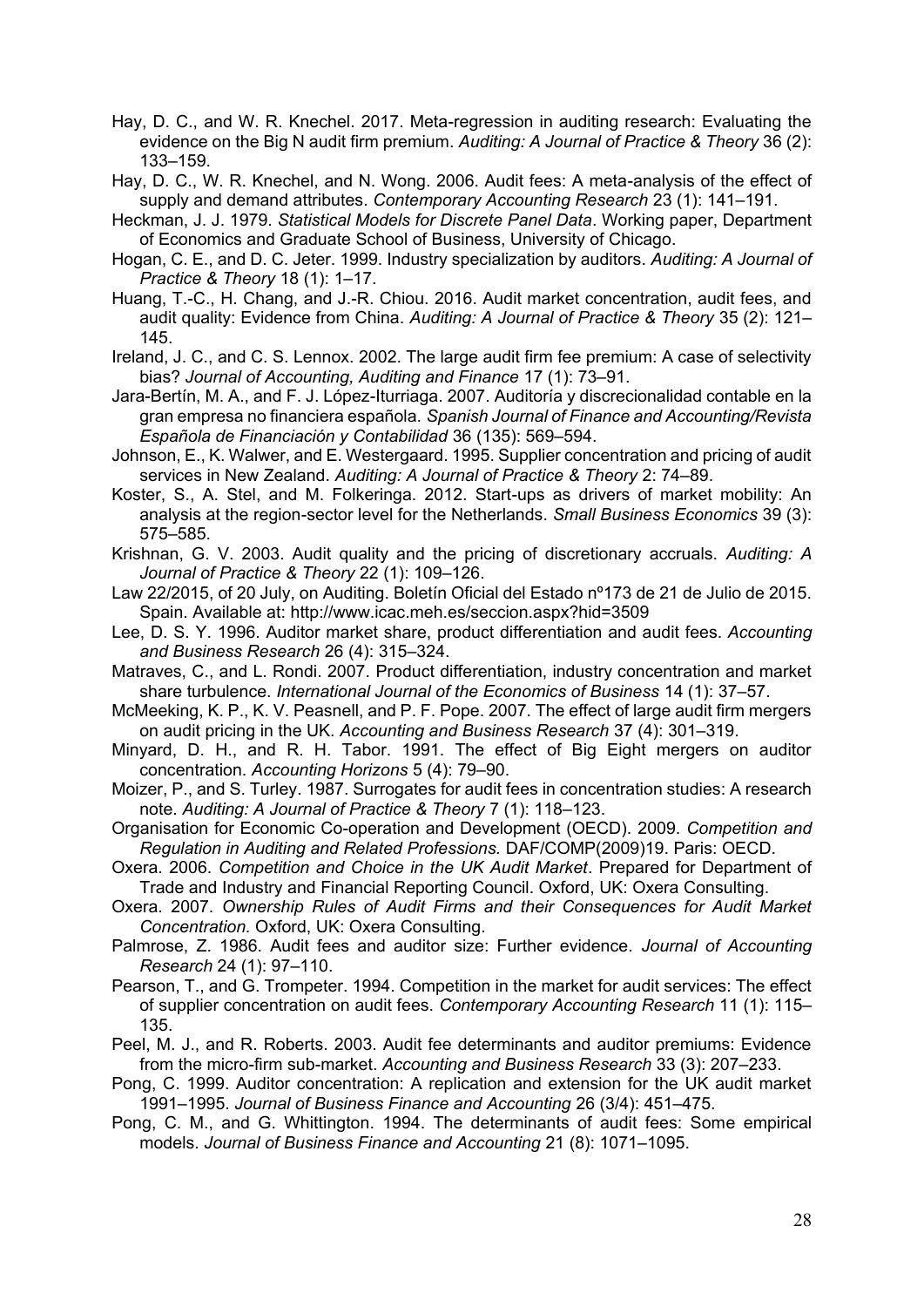Hay, D. C., and W. R. Knechel. 2017. Meta-regression in auditing research: Evaluating the evidence on the Big N audit firm premium. *Auditing: A Journal of Practice & Theory* 36 (2): 133–159.

Hay, D. C., W. R. Knechel, and N. Wong. 2006. Audit fees: A meta-analysis of the effect of supply and demand attributes. *Contemporary Accounting Research* 23 (1): 141–191.

Heckman, J. J. 1979. *Statistical Models for Discrete Panel Data*. Working paper, Department of Economics and Graduate School of Business, University of Chicago.

Hogan, C. E., and D. C. Jeter. 1999. Industry specialization by auditors. *Auditing: A Journal of Practice & Theory* 18 (1): 1–17.

Huang, T.-C., H. Chang, and J.-R. Chiou. 2016. Audit market concentration, audit fees, and audit quality: Evidence from China. *Auditing: A Journal of Practice & Theory* 35 (2): 121–145.

Ireland, J. C., and C. S. Lennox. 2002. The large audit firm fee premium: A case of selectivity bias? *Journal of Accounting, Auditing and Finance* 17 (1): 73–91.

Jara-Bertín, M. A., and F. J. López-Iturriaga. 2007. Auditoría y discrecionalidad contable en la gran empresa no financiera española. *Spanish Journal of Finance and Accounting/Revista Española de Financiación y Contabilidad* 36 (135): 569–594.

Johnson, E., K. Walwer, and E. Westergaard. 1995. Supplier concentration and pricing of audit services in New Zealand. *Auditing: A Journal of Practice & Theory* 2: 74–89.

Koster, S., A. Stel, and M. Folkeringa. 2012. Start-ups as drivers of market mobility: An analysis at the region-sector level for the Netherlands. *Small Business Economics* 39 (3): 575–585.

Krishnan, G. V. 2003. Audit quality and the pricing of discretionary accruals. *Auditing: A Journal of Practice & Theory* 22 (1): 109–126.

Law 22/2015, of 20 July, on Auditing. Boletín Oficial del Estado nº173 de 21 de Julio de 2015. Spain. Available at: http://www.icac.meh.es/seccion.aspx?hid=3509

Lee, D. S. Y. 1996. Auditor market share, product differentiation and audit fees. *Accounting and Business Research* 26 (4): 315–324.

Matraves, C., and L. Rondi. 2007. Product differentiation, industry concentration and market share turbulence. *International Journal of the Economics of Business* 14 (1): 37–57.

McMeeking, K. P., K. V. Peasnell, and P. F. Pope. 2007. The effect of large audit firm mergers on audit pricing in the UK. *Accounting and Business Research* 37 (4): 301–319.

Minyard, D. H., and R. H. Tabor. 1991. The effect of Big Eight mergers on auditor concentration. *Accounting Horizons* 5 (4): 79–90.

Moizer, P., and S. Turley. 1987. Surrogates for audit fees in concentration studies: A research note. *Auditing: A Journal of Practice & Theory* 7 (1): 118–123.

Organisation for Economic Co-operation and Development (OECD). 2009. *Competition and Regulation in Auditing and Related Professions.* DAF/COMP(2009)19. Paris: OECD.

Oxera. 2006. *Competition and Choice in the UK Audit Market*. Prepared for Department of Trade and Industry and Financial Reporting Council. Oxford, UK: Oxera Consulting.

Oxera. 2007. *Ownership Rules of Audit Firms and their Consequences for Audit Market Concentration.* Oxford, UK: Oxera Consulting.

Palmrose, Z. 1986. Audit fees and auditor size: Further evidence. *Journal of Accounting Research* 24 (1): 97–110.

Pearson, T., and G. Trompeter. 1994. Competition in the market for audit services: The effect of supplier concentration on audit fees. *Contemporary Accounting Research* 11 (1): 115–135.

Peel, M. J., and R. Roberts. 2003. Audit fee determinants and auditor premiums: Evidence from the micro-firm sub-market. *Accounting and Business Research* 33 (3): 207–233.

Pong, C. 1999. Auditor concentration: A replication and extension for the UK audit market 1991–1995. *Journal of Business Finance and Accounting* 26 (3/4): 451–475.

Pong, C. M., and G. Whittington. 1994. The determinants of audit fees: Some empirical models. *Journal of Business Finance and Accounting* 21 (8): 1071–1095.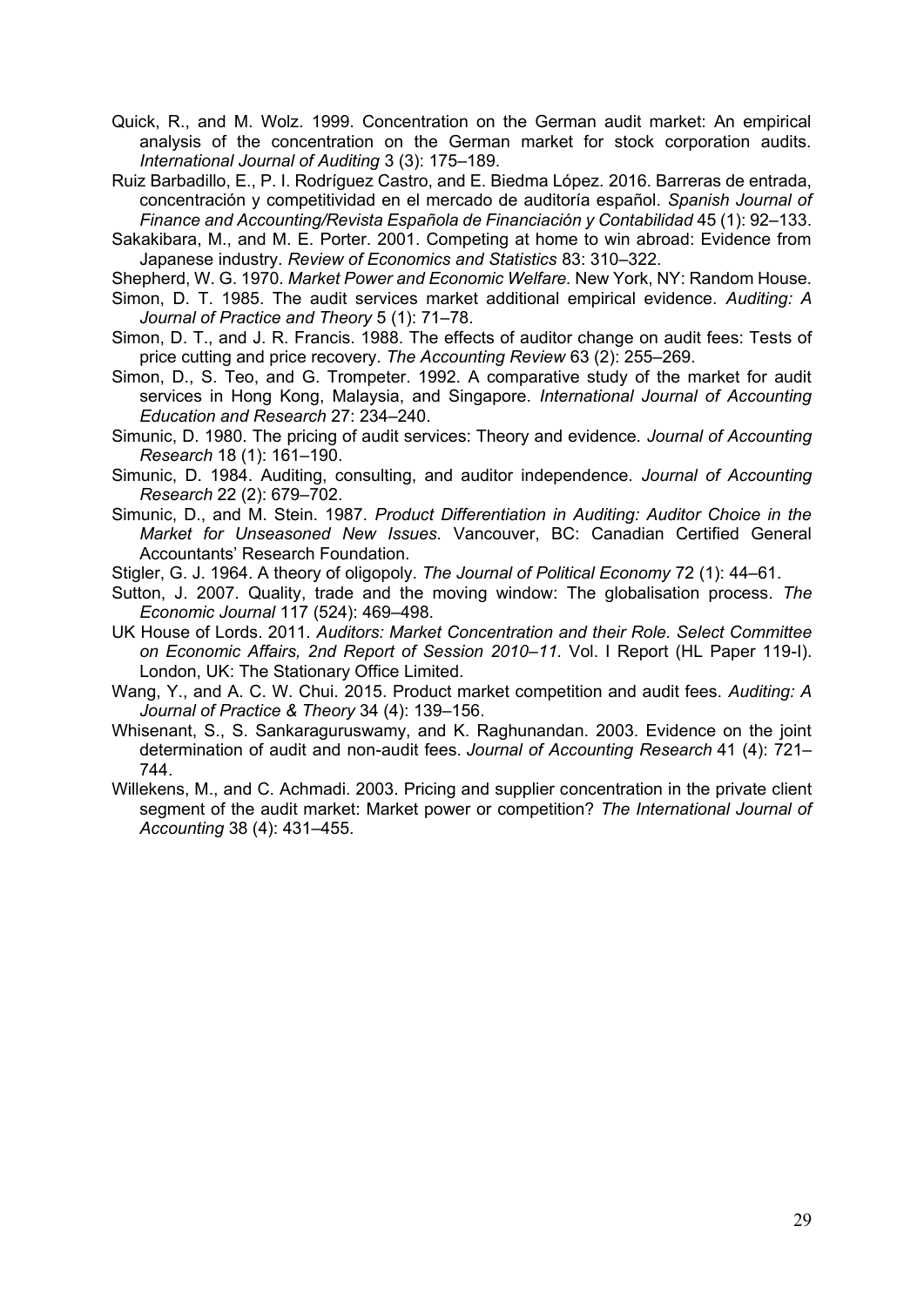Quick, R., and M. Wolz. 1999. Concentration on the German audit market: An empirical analysis of the concentration on the German market for stock corporation audits. *International Journal of Auditing* 3 (3): 175–189.

Ruiz Barbadillo, E., P. I. Rodríguez Castro, and E. Biedma López. 2016. Barreras de entrada, concentración y competitividad en el mercado de auditoría español. *Spanish Journal of Finance and Accounting/Revista Española de Financiación y Contabilidad* 45 (1): 92–133.

Sakakibara, M., and M. E. Porter. 2001. Competing at home to win abroad: Evidence from Japanese industry. *Review of Economics and Statistics* 83: 310–322.

Shepherd, W. G. 1970. *Market Power and Economic Welfare.* New York, NY: Random House.

Simon, D. T. 1985. The audit services market additional empirical evidence. *Auditing: A Journal of Practice and Theory* 5 (1): 71–78.

Simon, D. T., and J. R. Francis. 1988. The effects of auditor change on audit fees: Tests of price cutting and price recovery. *The Accounting Review* 63 (2): 255–269.

Simon, D., S. Teo, and G. Trompeter. 1992. A comparative study of the market for audit services in Hong Kong, Malaysia, and Singapore. *International Journal of Accounting Education and Research* 27: 234–240.

Simunic, D. 1980. The pricing of audit services: Theory and evidence. *Journal of Accounting Research* 18 (1): 161–190.

Simunic, D. 1984. Auditing, consulting, and auditor independence. *Journal of Accounting Research* 22 (2): 679–702.

Simunic, D., and M. Stein. 1987. *Product Differentiation in Auditing: Auditor Choice in the Market for Unseasoned New Issues.* Vancouver, BC: Canadian Certified General Accountants' Research Foundation.

Stigler, G. J. 1964. A theory of oligopoly. *The Journal of Political Economy* 72 (1): 44–61.

Sutton, J. 2007. Quality, trade and the moving window: The globalisation process. *The Economic Journal* 117 (524): 469–498.

UK House of Lords. 2011. *Auditors: Market Concentration and their Role. Select Committee on Economic Affairs, 2nd Report of Session 2010–11.* Vol. I Report (HL Paper 119-I). London, UK: The Stationary Office Limited.

Wang, Y., and A. C. W. Chui. 2015. Product market competition and audit fees. *Auditing: A Journal of Practice & Theory* 34 (4): 139–156.

Whisenant, S., S. Sankaraguruswamy, and K. Raghunandan. 2003. Evidence on the joint determination of audit and non-audit fees. *Journal of Accounting Research* 41 (4): 721–744.

Willekens, M., and C. Achmadi. 2003. Pricing and supplier concentration in the private client segment of the audit market: Market power or competition? *The International Journal of Accounting* 38 (4): 431–455.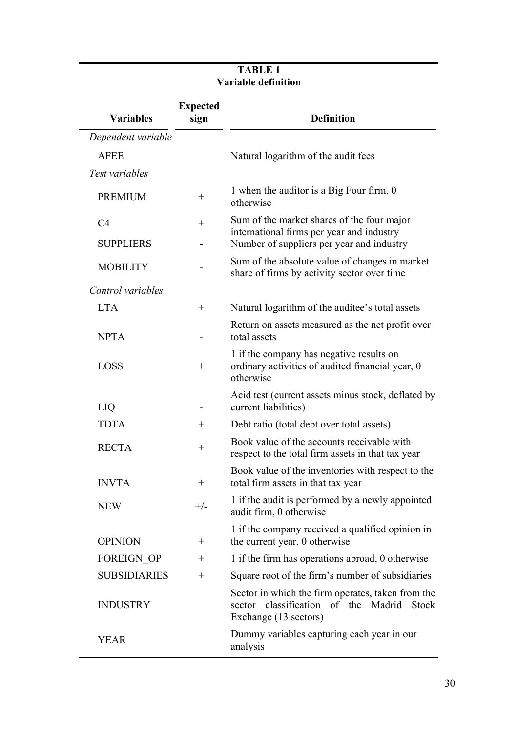**TABLE 1**
**Variable definition**

| Variables | Expected sign | Definition |
|---|---|---|
| *Dependent variable* | | |
| AFEE | | Natural logarithm of the audit fees |
| *Test variables* | | |
| PREMIUM | + | 1 when the auditor is a Big Four firm, 0 otherwise |
| C4 | + | Sum of the market shares of the four major international firms per year and industry |
| SUPPLIERS | - | Number of suppliers per year and industry |
| MOBILITY | - | Sum of the absolute value of changes in market share of firms by activity sector over time |
| *Control variables* | | |
| LTA | + | Natural logarithm of the auditee's total assets |
| NPTA | - | Return on assets measured as the net profit over total assets |
| LOSS | + | 1 if the company has negative results on ordinary activities of audited financial year, 0 otherwise |
| LIQ | - | Acid test (current assets minus stock, deflated by current liabilities) |
| TDTA | + | Debt ratio (total debt over total assets) |
| RECTA | + | Book value of the accounts receivable with respect to the total firm assets in that tax year |
| INVTA | + | Book value of the inventories with respect to the total firm assets in that tax year |
| NEW | +/- | 1 if the audit is performed by a newly appointed audit firm, 0 otherwise |
| OPINION | + | 1 if the company received a qualified opinion in the current year, 0 otherwise |
| FOREIGN_OP | + | 1 if the firm has operations abroad, 0 otherwise |
| SUBSIDIARIES | + | Square root of the firm's number of subsidiaries |
| INDUSTRY | | Sector in which the firm operates, taken from the sector classification of the Madrid Stock Exchange (13 sectors) |
| YEAR | | Dummy variables capturing each year in our analysis |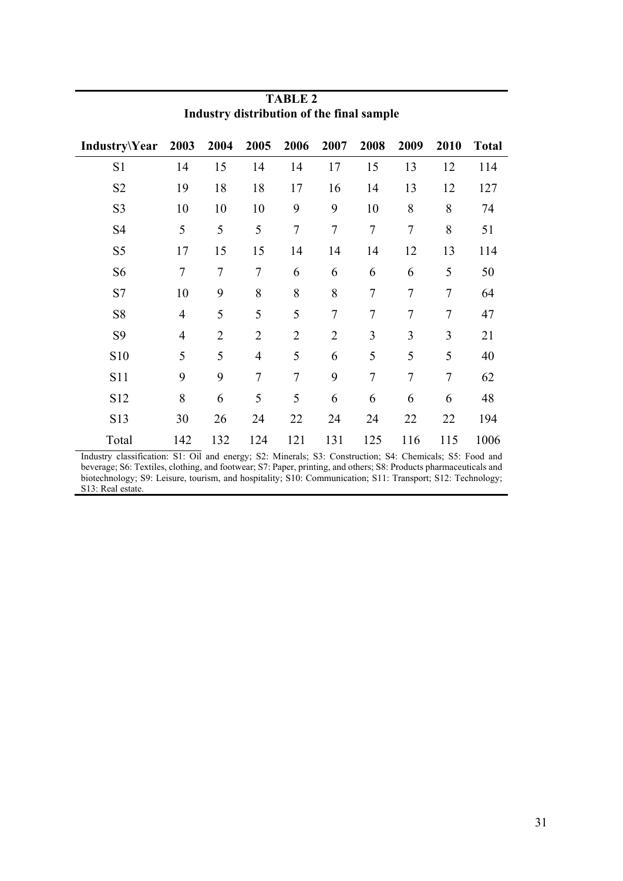**TABLE 2**
**Industry distribution of the final sample**

| Industry\Year | 2003 | 2004 | 2005 | 2006 | 2007 | 2008 | 2009 | 2010 | Total |
|---|---|---|---|---|---|---|---|---|---|
| S1 | 14 | 15 | 14 | 14 | 17 | 15 | 13 | 12 | 114 |
| S2 | 19 | 18 | 18 | 17 | 16 | 14 | 13 | 12 | 127 |
| S3 | 10 | 10 | 10 | 9 | 9 | 10 | 8 | 8 | 74 |
| S4 | 5 | 5 | 5 | 7 | 7 | 7 | 7 | 8 | 51 |
| S5 | 17 | 15 | 15 | 14 | 14 | 14 | 12 | 13 | 114 |
| S6 | 7 | 7 | 7 | 6 | 6 | 6 | 6 | 5 | 50 |
| S7 | 10 | 9 | 8 | 8 | 8 | 7 | 7 | 7 | 64 |
| S8 | 4 | 5 | 5 | 5 | 7 | 7 | 7 | 7 | 47 |
| S9 | 4 | 2 | 2 | 2 | 2 | 3 | 3 | 3 | 21 |
| S10 | 5 | 5 | 4 | 5 | 6 | 5 | 5 | 5 | 40 |
| S11 | 9 | 9 | 7 | 7 | 9 | 7 | 7 | 7 | 62 |
| S12 | 8 | 6 | 5 | 5 | 6 | 6 | 6 | 6 | 48 |
| S13 | 30 | 26 | 24 | 22 | 24 | 24 | 22 | 22 | 194 |
| Total | 142 | 132 | 124 | 121 | 131 | 125 | 116 | 115 | 1006 |

Industry classification: S1: Oil and energy; S2: Minerals; S3: Construction; S4: Chemicals; S5: Food and beverage; S6: Textiles, clothing, and footwear; S7: Paper, printing, and others; S8: Products pharmaceuticals and biotechnology; S9: Leisure, tourism, and hospitality; S10: Communication; S11: Transport; S12: Technology; S13: Real estate.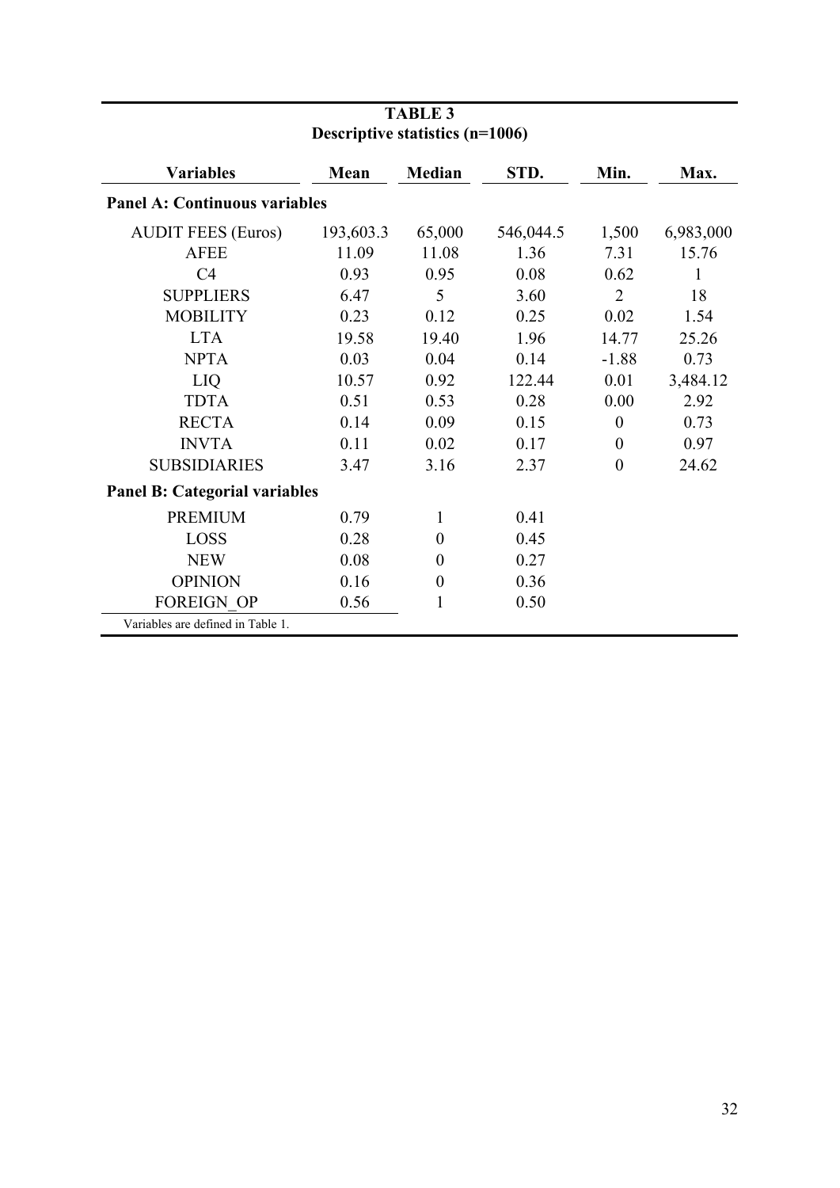**TABLE 3**
**Descriptive statistics (n=1006)**

| Variables | Mean | Median | STD. | Min. | Max. |
|---|---|---|---|---|---|
| **Panel A: Continuous variables** | | | | | |
| AUDIT FEES (Euros) | 193,603.3 | 65,000 | 546,044.5 | 1,500 | 6,983,000 |
| AFEE | 11.09 | 11.08 | 1.36 | 7.31 | 15.76 |
| C4 | 0.93 | 0.95 | 0.08 | 0.62 | 1 |
| SUPPLIERS | 6.47 | 5 | 3.60 | 2 | 18 |
| MOBILITY | 0.23 | 0.12 | 0.25 | 0.02 | 1.54 |
| LTA | 19.58 | 19.40 | 1.96 | 14.77 | 25.26 |
| NPTA | 0.03 | 0.04 | 0.14 | -1.88 | 0.73 |
| LIQ | 10.57 | 0.92 | 122.44 | 0.01 | 3,484.12 |
| TDTA | 0.51 | 0.53 | 0.28 | 0.00 | 2.92 |
| RECTA | 0.14 | 0.09 | 0.15 | 0 | 0.73 |
| INVTA | 0.11 | 0.02 | 0.17 | 0 | 0.97 |
| SUBSIDIARIES | 3.47 | 3.16 | 2.37 | 0 | 24.62 |
| **Panel B: Categorial variables** | | | | | |
| PREMIUM | 0.79 | 1 | 0.41 | | |
| LOSS | 0.28 | 0 | 0.45 | | |
| NEW | 0.08 | 0 | 0.27 | | |
| OPINION | 0.16 | 0 | 0.36 | | |
| FOREIGN_OP | 0.56 | 1 | 0.50 | | |

Variables are defined in Table 1.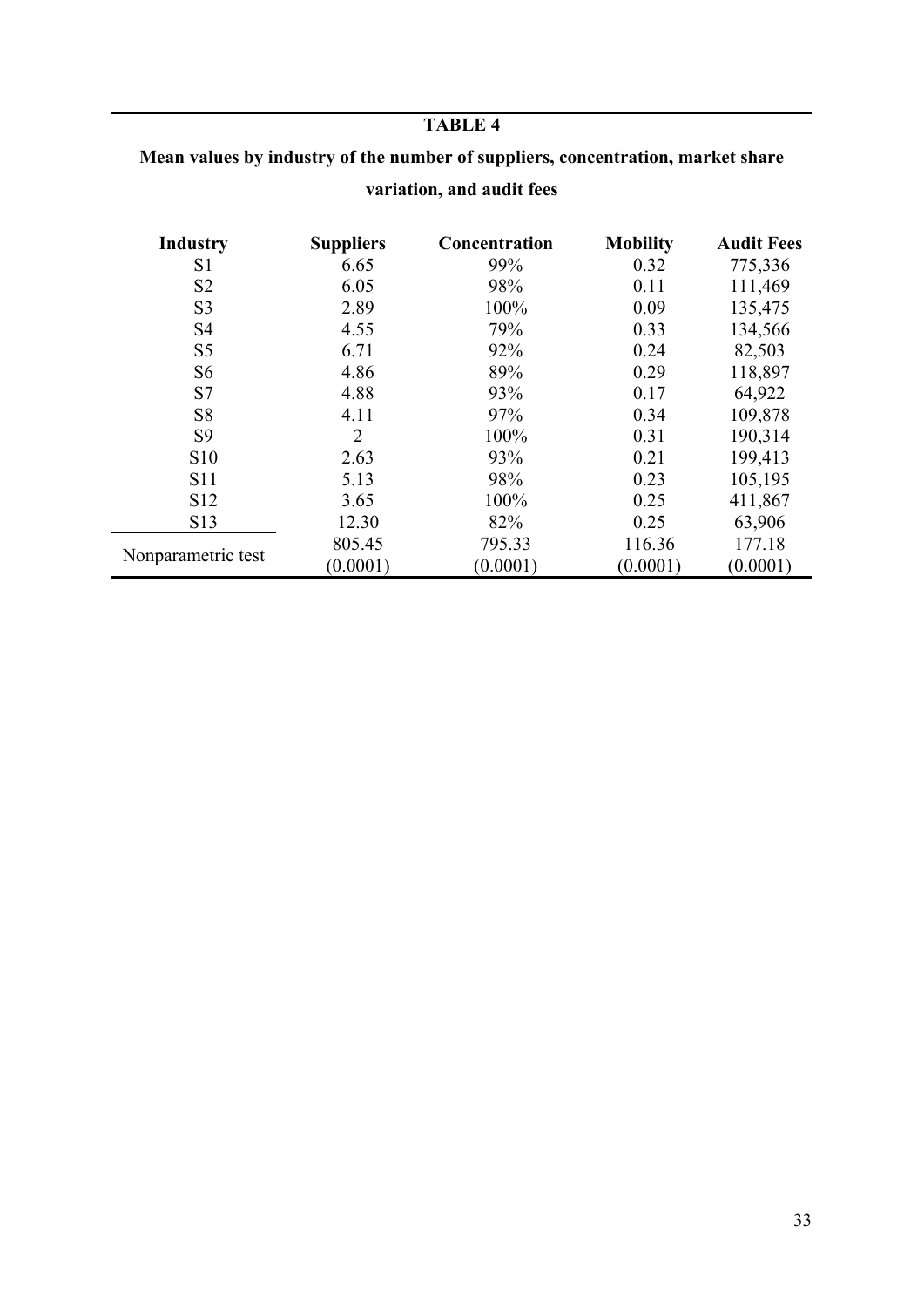**TABLE 4**

**Mean values by industry of the number of suppliers, concentration, market share variation, and audit fees**

| Industry | Suppliers | Concentration | Mobility | Audit Fees |
|---|---|---|---|---|
| S1 | 6.65 | 99% | 0.32 | 775,336 |
| S2 | 6.05 | 98% | 0.11 | 111,469 |
| S3 | 2.89 | 100% | 0.09 | 135,475 |
| S4 | 4.55 | 79% | 0.33 | 134,566 |
| S5 | 6.71 | 92% | 0.24 | 82,503 |
| S6 | 4.86 | 89% | 0.29 | 118,897 |
| S7 | 4.88 | 93% | 0.17 | 64,922 |
| S8 | 4.11 | 97% | 0.34 | 109,878 |
| S9 | 2 | 100% | 0.31 | 190,314 |
| S10 | 2.63 | 93% | 0.21 | 199,413 |
| S11 | 5.13 | 98% | 0.23 | 105,195 |
| S12 | 3.65 | 100% | 0.25 | 411,867 |
| S13 | 12.30 | 82% | 0.25 | 63,906 |
| Nonparametric test | 805.45<br>(0.0001) | 795.33<br>(0.0001) | 116.36<br>(0.0001) | 177.18<br>(0.0001) |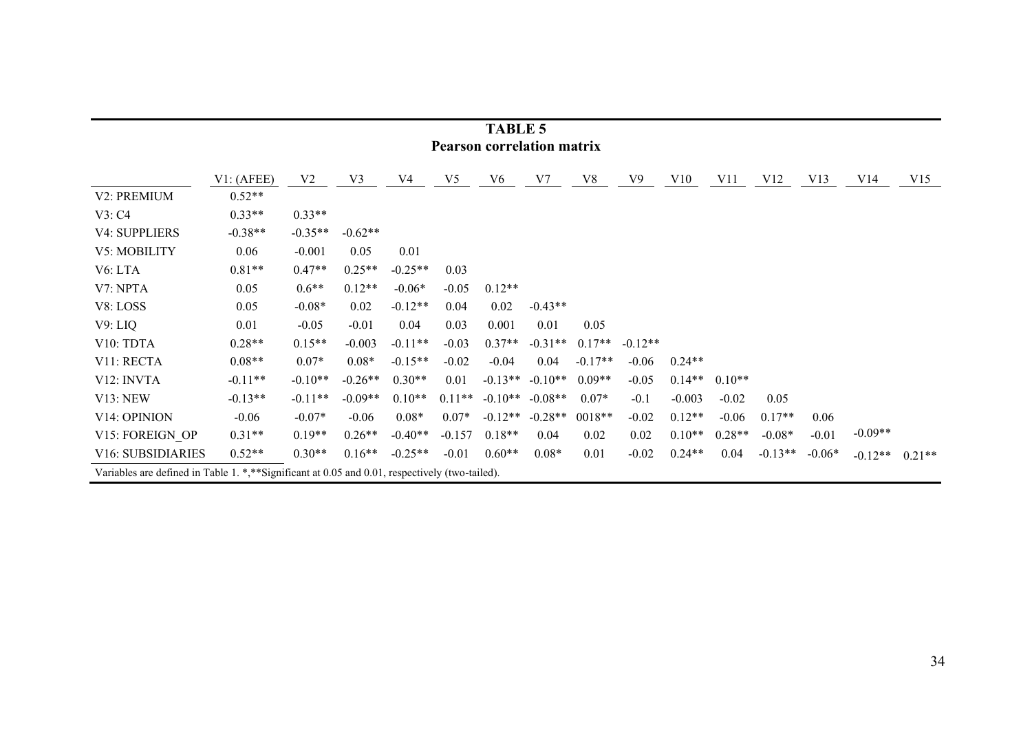**TABLE 5**
**Pearson correlation matrix**

| | V1: (AFEE) | V2 | V3 | V4 | V5 | V6 | V7 | V8 | V9 | V10 | V11 | V12 | V13 | V14 | V15 |
|---|---|---|---|---|---|---|---|---|---|---|---|---|---|---|---|
| V2: PREMIUM | 0.52** | | | | | | | | | | | | | | |
| V3: C4 | 0.33** | 0.33** | | | | | | | | | | | | | |
| V4: SUPPLIERS | -0.38** | -0.35** | -0.62** | | | | | | | | | | | | |
| V5: MOBILITY | 0.06 | -0.001 | 0.05 | 0.01 | | | | | | | | | | | |
| V6: LTA | 0.81** | 0.47** | 0.25** | -0.25** | 0.03 | | | | | | | | | | |
| V7: NPTA | 0.05 | 0.6** | 0.12** | -0.06* | -0.05 | 0.12** | | | | | | | | | |
| V8: LOSS | 0.05 | -0.08* | 0.02 | -0.12** | 0.04 | 0.02 | -0.43** | | | | | | | | |
| V9: LIQ | 0.01 | -0.05 | -0.01 | 0.04 | 0.03 | 0.001 | 0.01 | 0.05 | | | | | | | |
| V10: TDTA | 0.28** | 0.15** | -0.003 | -0.11** | -0.03 | 0.37** | -0.31** | 0.17** | -0.12** | | | | | | |
| V11: RECTA | 0.08** | 0.07* | 0.08* | -0.15** | -0.02 | -0.04 | 0.04 | -0.17** | -0.06 | 0.24** | | | | | |
| V12: INVTA | -0.11** | -0.10** | -0.26** | 0.30** | 0.01 | -0.13** | -0.10** | 0.09** | -0.05 | 0.14** | 0.10** | | | | |
| V13: NEW | -0.13** | -0.11** | -0.09** | 0.10** | 0.11** | -0.10** | -0.08** | 0.07* | -0.1 | -0.003 | -0.02 | 0.05 | | | |
| V14: OPINION | -0.06 | -0.07* | -0.06 | 0.08* | 0.07* | -0.12** | -0.28** | 0018** | -0.02 | 0.12** | -0.06 | 0.17** | 0.06 | | |
| V15: FOREIGN_OP | 0.31** | 0.19** | 0.26** | -0.40** | -0.157 | 0.18** | 0.04 | 0.02 | 0.02 | 0.10** | 0.28** | -0.08* | -0.01 | -0.09** | |
| V16: SUBSIDIARIES | 0.52** | 0.30** | 0.16** | -0.25** | -0.01 | 0.60** | 0.08* | 0.01 | -0.02 | 0.24** | 0.04 | -0.13** | -0.06* | -0.12** | 0.21** |

Variables are defined in Table 1. *,**Significant at 0.05 and 0.01, respectively (two-tailed).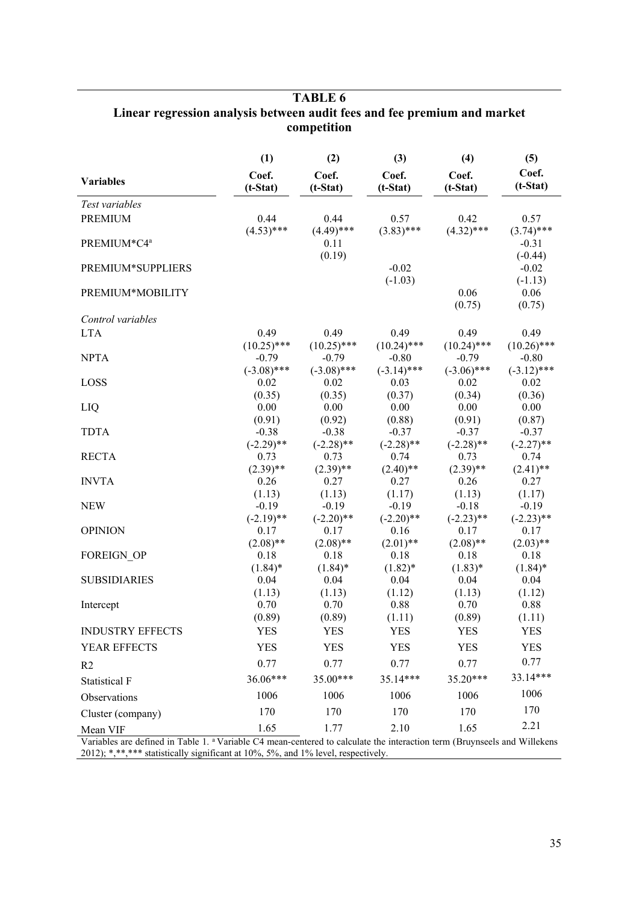# TABLE 6

## Linear regression analysis between audit fees and fee premium and market competition

| Variables | (1) Coef. (t-Stat) | (2) Coef. (t-Stat) | (3) Coef. (t-Stat) | (4) Coef. (t-Stat) | (5) Coef. (t-Stat) |
|---|---|---|---|---|---|
| *Test variables* | | | | | |
| PREMIUM | 0.44 | 0.44 | 0.57 | 0.42 | 0.57 |
| | (4.53)*** | (4.49)*** | (3.83)*** | (4.32)*** | (3.74)*** |
| PREMIUM*C4[a] | | 0.11 | | | -0.31 |
| | | (0.19) | | | (-0.44) |
| PREMIUM*SUPPLIERS | | | -0.02 | | -0.02 |
| | | | (-1.03) | | (-1.13) |
| PREMIUM*MOBILITY | | | | 0.06 | 0.06 |
| | | | | (0.75) | (0.75) |
| *Control variables* | | | | | |
| LTA | 0.49 | 0.49 | 0.49 | 0.49 | 0.49 |
| | (10.25)*** | (10.25)*** | (10.24)*** | (10.24)*** | (10.26)*** |
| NPTA | -0.79 | -0.79 | -0.80 | -0.79 | -0.80 |
| | (-3.08)*** | (-3.08)*** | (-3.14)*** | (-3.06)*** | (-3.12)*** |
| LOSS | 0.02 | 0.02 | 0.03 | 0.02 | 0.02 |
| | (0.35) | (0.35) | (0.37) | (0.34) | (0.36) |
| LIQ | 0.00 | 0.00 | 0.00 | 0.00 | 0.00 |
| | (0.91) | (0.92) | (0.88) | (0.91) | (0.87) |
| TDTA | -0.38 | -0.38 | -0.37 | -0.37 | -0.37 |
| | (-2.29)** | (-2.28)** | (-2.28)** | (-2.28)** | (-2.27)** |
| RECTA | 0.73 | 0.73 | 0.74 | 0.73 | 0.74 |
| | (2.39)** | (2.39)** | (2.40)** | (2.39)** | (2.41)** |
| INVTA | 0.26 | 0.27 | 0.27 | 0.26 | 0.27 |
| | (1.13) | (1.13) | (1.17) | (1.13) | (1.17) |
| NEW | -0.19 | -0.19 | -0.19 | -0.18 | -0.19 |
| | (-2.19)** | (-2.20)** | (-2.20)** | (-2.23)** | (-2.23)** |
| OPINION | 0.17 | 0.17 | 0.16 | 0.17 | 0.17 |
| | (2.08)** | (2.08)** | (2.01)** | (2.08)** | (2.03)** |
| FOREIGN_OP | 0.18 | 0.18 | 0.18 | 0.18 | 0.18 |
| | (1.84)* | (1.84)* | (1.82)* | (1.83)* | (1.84)* |
| SUBSIDIARIES | 0.04 | 0.04 | 0.04 | 0.04 | 0.04 |
| | (1.13) | (1.13) | (1.12) | (1.13) | (1.12) |
| Intercept | 0.70 | 0.70 | 0.88 | 0.70 | 0.88 |
| | (0.89) | (0.89) | (1.11) | (0.89) | (1.11) |
| INDUSTRY EFFECTS | YES | YES | YES | YES | YES |
| YEAR EFFECTS | YES | YES | YES | YES | YES |
| R2 | 0.77 | 0.77 | 0.77 | 0.77 | 0.77 |
| Statistical F | 36.06*** | 35.00*** | 35.14*** | 35.20*** | 33.14*** |
| Observations | 1006 | 1006 | 1006 | 1006 | 1006 |
| Cluster (company) | 170 | 170 | 170 | 170 | 170 |
| Mean VIF | 1.65 | 1.77 | 2.10 | 1.65 | 2.21 |

Variables are defined in Table 1. [a] Variable C4 mean-centered to calculate the interaction term (Bruynseels and Willekens 2012); *,**,*** statistically significant at 10%, 5%, and 1% level, respectively.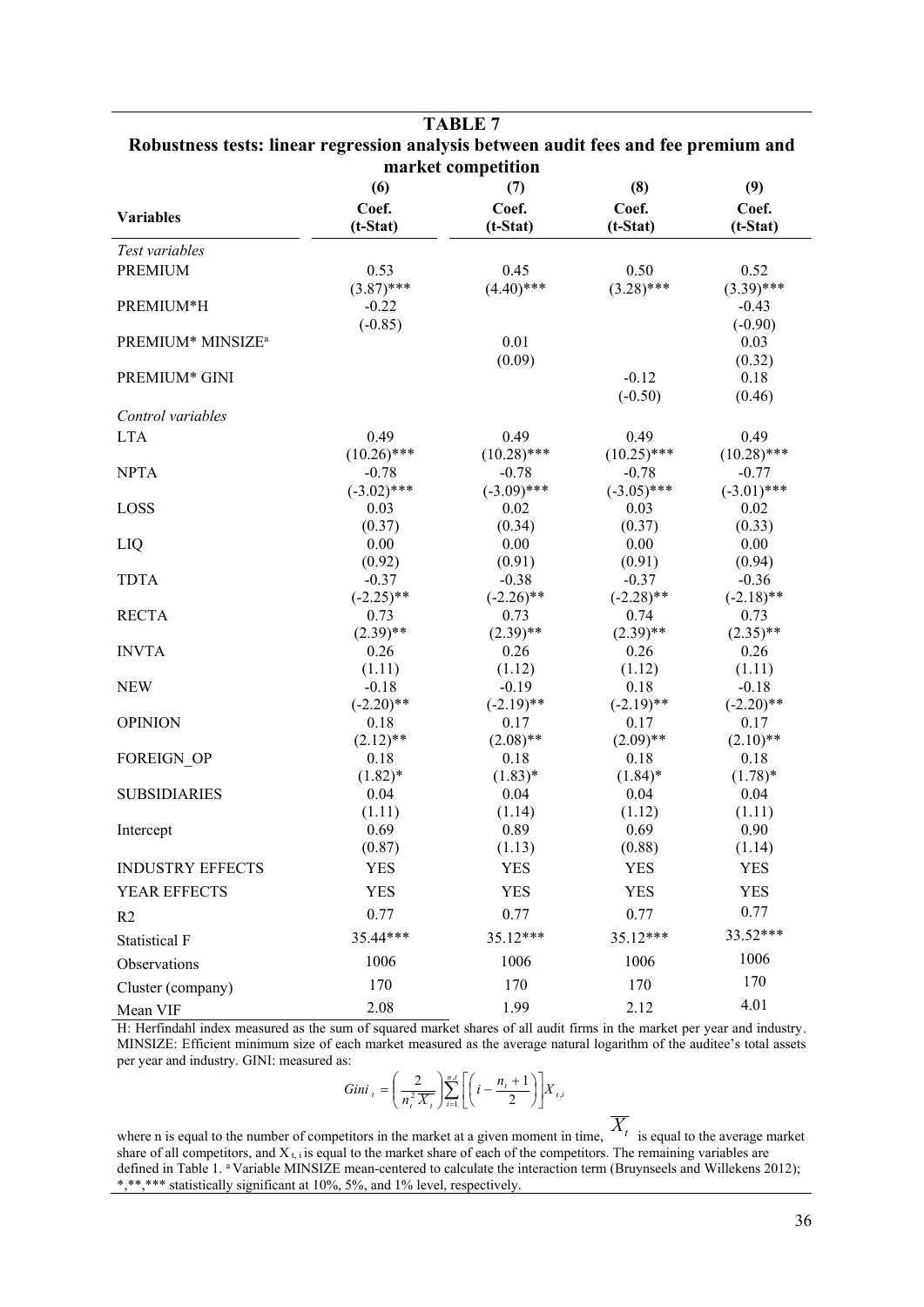**TABLE 7**

**Robustness tests: linear regression analysis between audit fees and fee premium and market competition**

| **Variables** | **(6)** Coef. (t-Stat) | **(7)** Coef. (t-Stat) | **(8)** Coef. (t-Stat) | **(9)** Coef. (t-Stat) |
|---|---|---|---|---|
| *Test variables* | | | | |
| PREMIUM | 0.53 | 0.45 | 0.50 | 0.52 |
| | (3.87)*** | (4.40)*** | (3.28)*** | (3.39)*** |
| PREMIUM*H | -0.22 | | | -0.43 |
| | (-0.85) | | | (-0.90) |
| PREMIUM* MINSIZE[a] | | 0.01 | | 0.03 |
| | | (0.09) | | (0.32) |
| PREMIUM* GINI | | | -0.12 | 0.18 |
| | | | (-0.50) | (0.46) |
| *Control variables* | | | | |
| LTA | 0.49 | 0.49 | 0.49 | 0.49 |
| | (10.26)*** | (10.28)*** | (10.25)*** | (10.28)*** |
| NPTA | -0.78 | -0.78 | -0.78 | -0.77 |
| | (-3.02)*** | (-3.09)*** | (-3.05)*** | (-3.01)*** |
| LOSS | 0.03 | 0.02 | 0.03 | 0.02 |
| | (0.37) | (0.34) | (0.37) | (0.33) |
| LIQ | 0.00 | 0.00 | 0.00 | 0.00 |
| | (0.92) | (0.91) | (0.91) | (0.94) |
| TDTA | -0.37 | -0.38 | -0.37 | -0.36 |
| | (-2.25)** | (-2.26)** | (-2.28)** | (-2.18)** |
| RECTA | 0.73 | 0.73 | 0.74 | 0.73 |
| | (2.39)** | (2.39)** | (2.39)** | (2.35)** |
| INVTA | 0.26 | 0.26 | 0.26 | 0.26 |
| | (1.11) | (1.12) | (1.12) | (1.11) |
| NEW | -0.18 | -0.19 | 0.18 | -0.18 |
| | (-2.20)** | (-2.19)** | (-2.19)** | (-2.20)** |
| OPINION | 0.18 | 0.17 | 0.17 | 0.17 |
| | (2.12)** | (2.08)** | (2.09)** | (2.10)** |
| FOREIGN_OP | 0.18 | 0.18 | 0.18 | 0.18 |
| | (1.82)* | (1.83)* | (1.84)* | (1.78)* |
| SUBSIDIARIES | 0.04 | 0.04 | 0.04 | 0.04 |
| | (1.11) | (1.14) | (1.12) | (1.11) |
| Intercept | 0.69 | 0.89 | 0.69 | 0.90 |
| | (0.87) | (1.13) | (0.88) | (1.14) |
| INDUSTRY EFFECTS | YES | YES | YES | YES |
| YEAR EFFECTS | YES | YES | YES | YES |
| R2 | 0.77 | 0.77 | 0.77 | 0.77 |
| Statistical F | 35.44*** | 35.12*** | 35.12*** | 33.52*** |
| Observations | 1006 | 1006 | 1006 | 1006 |
| Cluster (company) | 170 | 170 | 170 | 170 |
| Mean VIF | 2.08 | 1.99 | 2.12 | 4.01 |

H: Herfindahl index measured as the sum of squared market shares of all audit firms in the market per year and industry. MINSIZE: Efficient minimum size of each market measured as the average natural logarithm of the auditee's total assets per year and industry. GINI: measured as:

$$Gini_t = \left(\frac{2}{n_t^2 \overline{X_t}}\right)\sum_{i=1}^{n_t} \left[\left(i - \frac{n_t + 1}{2}\right)\right] X_{t,i}$$

where n is equal to the number of competitors in the market at a given moment in time, $\overline{X_t}$ is equal to the average market share of all competitors, and $X_{t,i}$ is equal to the market share of each of the competitors. The remaining variables are defined in Table 1. [a] Variable MINSIZE mean-centered to calculate the interaction term (Bruynseels and Willekens 2012); *,**,*** statistically significant at 10%, 5%, and 1% level, respectively.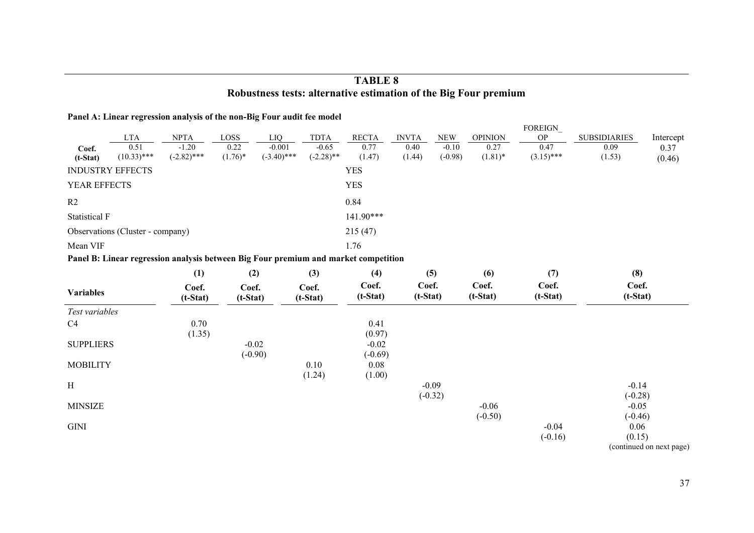# TABLE 8

## Robustness tests: alternative estimation of the Big Four premium

**Panel A: Linear regression analysis of the non-Big Four audit fee model**

| | LTA | NPTA | LOSS | LIQ | TDTA | RECTA | INVTA | NEW | OPINION | FOREIGN_OP | SUBSIDIARIES | Intercept |
|---|---|---|---|---|---|---|---|---|---|---|---|---|
| **Coef.** | 0.51 | -1.20 | 0.22 | -0.001 | -0.65 | 0.77 | 0.40 | -0.10 | 0.27 | 0.47 | 0.09 | 0.37 |
| **(t-Stat)** | (10.33)*** | (-2.82)*** | (1.76)* | (-3.40)*** | (-2.28)** | (1.47) | (1.44) | (-0.98) | (1.81)* | (3.15)*** | (1.53) | (0.46) |
| INDUSTRY EFFECTS | | | | | | YES | | | | | | |
| YEAR EFFECTS | | | | | | YES | | | | | | |
| R2 | | | | | | 0.84 | | | | | | |
| Statistical F | | | | | | 141.90*** | | | | | | |
| Observations (Cluster - company) | | | | | | 215 (47) | | | | | | |
| Mean VIF | | | | | | 1.76 | | | | | | |

**Panel B: Linear regression analysis between Big Four premium and market competition**

| **Variables** | (1) Coef. (t-Stat) | (2) Coef. (t-Stat) | (3) Coef. (t-Stat) | (4) Coef. (t-Stat) | (5) Coef. (t-Stat) | (6) Coef. (t-Stat) | (7) Coef. (t-Stat) | (8) Coef. (t-Stat) |
|---|---|---|---|---|---|---|---|---|
| *Test variables* | | | | | | | | |
| C4 | 0.70 | | | 0.41 | | | | |
| | (1.35) | | | (0.97) | | | | |
| SUPPLIERS | | -0.02 | | -0.02 | | | | |
| | | (-0.90) | | (-0.69) | | | | |
| MOBILITY | | | 0.10 | 0.08 | | | | |
| | | | (1.24) | (1.00) | | | | |
| H | | | | | -0.09 | | | -0.14 |
| | | | | | (-0.32) | | | (-0.28) |
| MINSIZE | | | | | | -0.06 | | -0.05 |
| | | | | | | (-0.50) | | (-0.46) |
| GINI | | | | | | | -0.04 | 0.06 |
| | | | | | | | (-0.16) | (0.15) |

(continued on next page)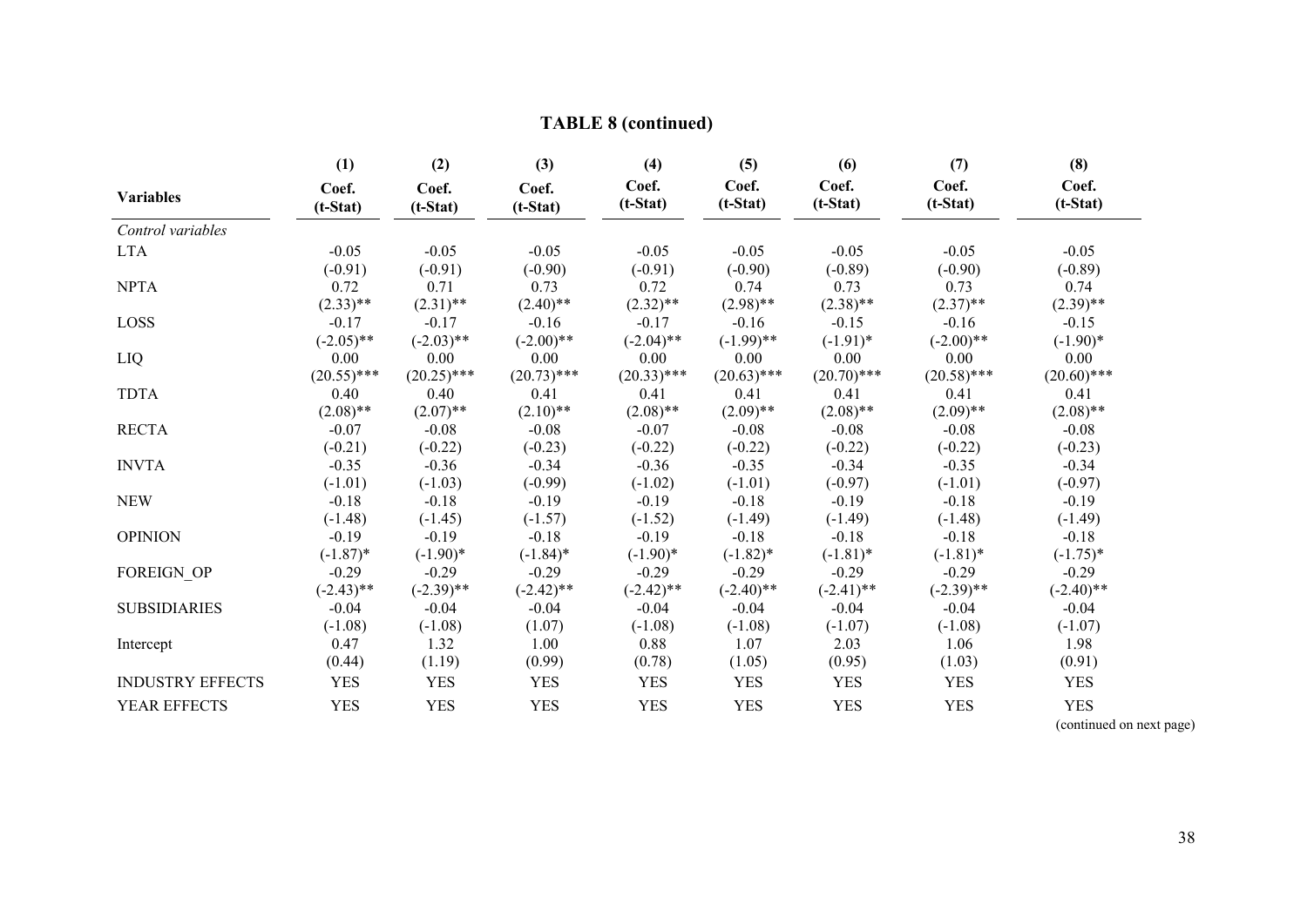**TABLE 8 (continued)**

| Variables | (1) Coef. (t-Stat) | (2) Coef. (t-Stat) | (3) Coef. (t-Stat) | (4) Coef. (t-Stat) | (5) Coef. (t-Stat) | (6) Coef. (t-Stat) | (7) Coef. (t-Stat) | (8) Coef. (t-Stat) |
|---|---|---|---|---|---|---|---|---|
| *Control variables* | | | | | | | | |
| LTA | -0.05 | -0.05 | -0.05 | -0.05 | -0.05 | -0.05 | -0.05 | -0.05 |
| | (-0.91) | (-0.91) | (-0.90) | (-0.91) | (-0.90) | (-0.89) | (-0.90) | (-0.89) |
| NPTA | 0.72 | 0.71 | 0.73 | 0.72 | 0.74 | 0.73 | 0.73 | 0.74 |
| | (2.33)** | (2.31)** | (2.40)** | (2.32)** | (2.98)** | (2.38)** | (2.37)** | (2.39)** |
| LOSS | -0.17 | -0.17 | -0.16 | -0.17 | -0.16 | -0.15 | -0.16 | -0.15 |
| | (-2.05)** | (-2.03)** | (-2.00)** | (-2.04)** | (-1.99)** | (-1.91)* | (-2.00)** | (-1.90)* |
| LIQ | 0.00 | 0.00 | 0.00 | 0.00 | 0.00 | 0.00 | 0.00 | 0.00 |
| | (20.55)*** | (20.25)*** | (20.73)*** | (20.33)*** | (20.63)*** | (20.70)*** | (20.58)*** | (20.60)*** |
| TDTA | 0.40 | 0.40 | 0.41 | 0.41 | 0.41 | 0.41 | 0.41 | 0.41 |
| | (2.08)** | (2.07)** | (2.10)** | (2.08)** | (2.09)** | (2.08)** | (2.09)** | (2.08)** |
| RECTA | -0.07 | -0.08 | -0.08 | -0.07 | -0.08 | -0.08 | -0.08 | -0.08 |
| | (-0.21) | (-0.22) | (-0.23) | (-0.22) | (-0.22) | (-0.22) | (-0.22) | (-0.23) |
| INVTA | -0.35 | -0.36 | -0.34 | -0.36 | -0.35 | -0.34 | -0.35 | -0.34 |
| | (-1.01) | (-1.03) | (-0.99) | (-1.02) | (-1.01) | (-0.97) | (-1.01) | (-0.97) |
| NEW | -0.18 | -0.18 | -0.19 | -0.19 | -0.18 | -0.19 | -0.18 | -0.19 |
| | (-1.48) | (-1.45) | (-1.57) | (-1.52) | (-1.49) | (-1.49) | (-1.48) | (-1.49) |
| OPINION | -0.19 | -0.19 | -0.18 | -0.19 | -0.18 | -0.18 | -0.18 | -0.18 |
| | (-1.87)* | (-1.90)* | (-1.84)* | (-1.90)* | (-1.82)* | (-1.81)* | (-1.81)* | (-1.75)* |
| FOREIGN_OP | -0.29 | -0.29 | -0.29 | -0.29 | -0.29 | -0.29 | -0.29 | -0.29 |
| | (-2.43)** | (-2.39)** | (-2.42)** | (-2.42)** | (-2.40)** | (-2.41)** | (-2.39)** | (-2.40)** |
| SUBSIDIARIES | -0.04 | -0.04 | -0.04 | -0.04 | -0.04 | -0.04 | -0.04 | -0.04 |
| | (-1.08) | (-1.08) | (1.07) | (-1.08) | (-1.08) | (-1.07) | (-1.08) | (-1.07) |
| Intercept | 0.47 | 1.32 | 1.00 | 0.88 | 1.07 | 2.03 | 1.06 | 1.98 |
| | (0.44) | (1.19) | (0.99) | (0.78) | (1.05) | (0.95) | (1.03) | (0.91) |
| INDUSTRY EFFECTS | YES | YES | YES | YES | YES | YES | YES | YES |
| YEAR EFFECTS | YES | YES | YES | YES | YES | YES | YES | YES |

(continued on next page)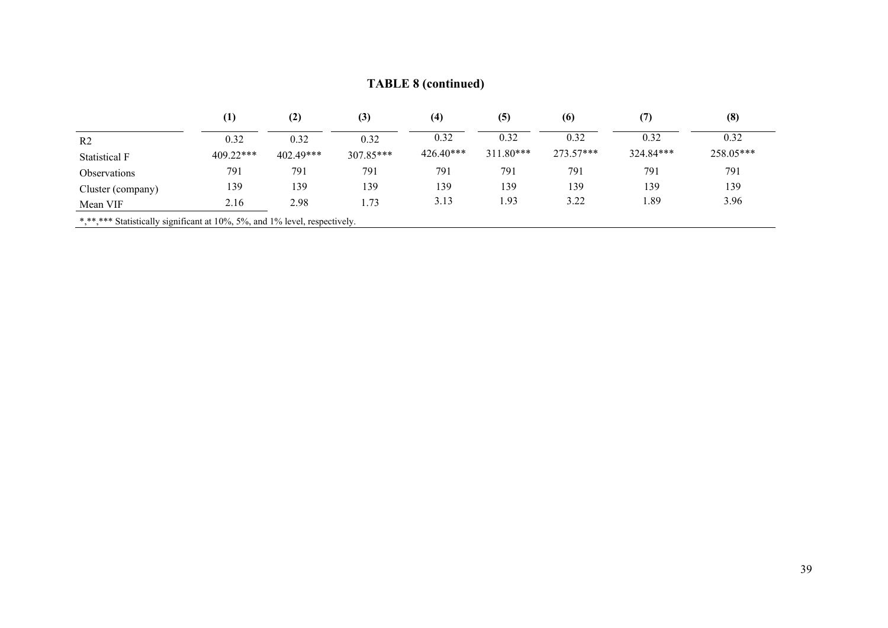**TABLE 8 (continued)**

| | (1) | (2) | (3) | (4) | (5) | (6) | (7) | (8) |
|---|---|---|---|---|---|---|---|---|
| R2 | 0.32 | 0.32 | 0.32 | 0.32 | 0.32 | 0.32 | 0.32 | 0.32 |
| Statistical F | 409.22*** | 402.49*** | 307.85*** | 426.40*** | 311.80*** | 273.57*** | 324.84*** | 258.05*** |
| Observations | 791 | 791 | 791 | 791 | 791 | 791 | 791 | 791 |
| Cluster (company) | 139 | 139 | 139 | 139 | 139 | 139 | 139 | 139 |
| Mean VIF | 2.16 | 2.98 | 1.73 | 3.13 | 1.93 | 3.22 | 1.89 | 3.96 |

*,**,*** Statistically significant at 10%, 5%, and 1% level, respectively.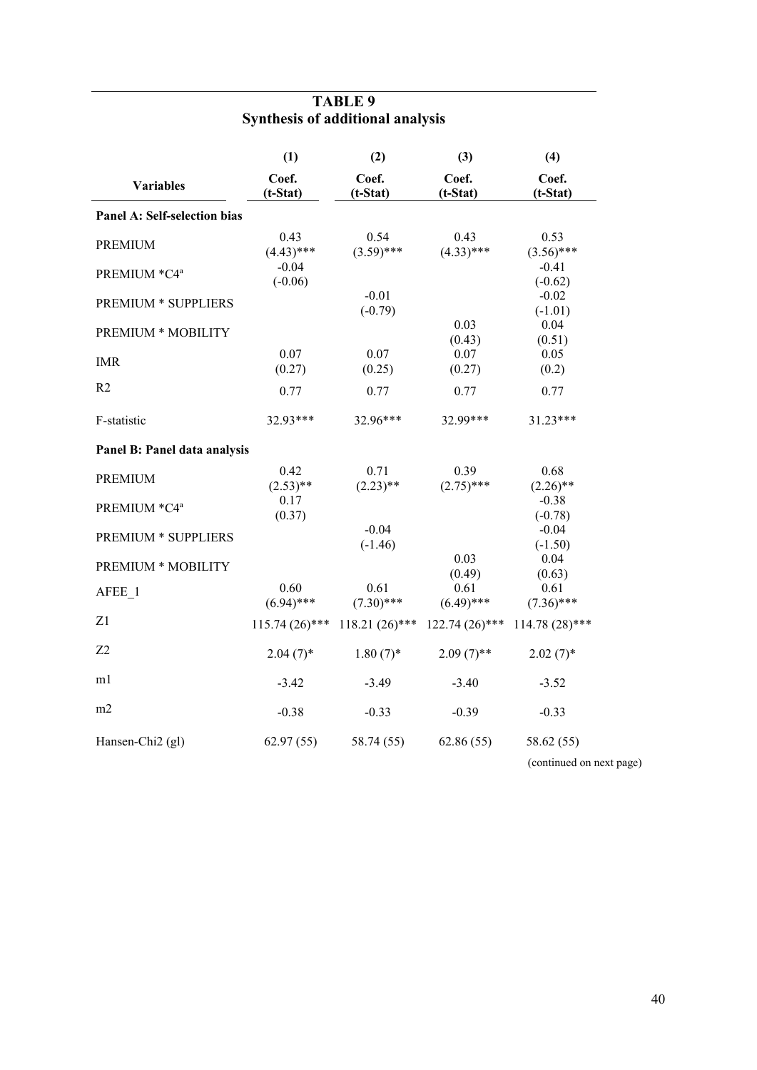# TABLE 9
## Synthesis of additional analysis

| Variables | (1) Coef. (t-Stat) | (2) Coef. (t-Stat) | (3) Coef. (t-Stat) | (4) Coef. (t-Stat) |
|---|---|---|---|---|
| **Panel A: Self-selection bias** | | | | |
| PREMIUM | 0.43 (4.43)*** | 0.54 (3.59)*** | 0.43 (4.33)*** | 0.53 (3.56)*** |
| PREMIUM *C4[a] | -0.04 (-0.06) | | | -0.41 (-0.62) |
| PREMIUM * SUPPLIERS | | -0.01 (-0.79) | | -0.02 (-1.01) |
| PREMIUM * MOBILITY | | | 0.03 (0.43) | 0.04 (0.51) |
| IMR | 0.07 (0.27) | 0.07 (0.25) | 0.07 (0.27) | 0.05 (0.2) |
| R2 | 0.77 | 0.77 | 0.77 | 0.77 |
| F-statistic | 32.93*** | 32.96*** | 32.99*** | 31.23*** |
| **Panel B: Panel data analysis** | | | | |
| PREMIUM | 0.42 (2.53)** | 0.71 (2.23)** | 0.39 (2.75)*** | 0.68 (2.26)** |
| PREMIUM *C4[a] | 0.17 (0.37) | | | -0.38 (-0.78) |
| PREMIUM * SUPPLIERS | | -0.04 (-1.46) | | -0.04 (-1.50) |
| PREMIUM * MOBILITY | | | 0.03 (0.49) | 0.04 (0.63) |
| AFEE_1 | 0.60 (6.94)*** | 0.61 (7.30)*** | 0.61 (6.49)*** | 0.61 (7.36)*** |
| Z1 | 115.74 (26)*** | 118.21 (26)*** | 122.74 (26)*** | 114.78 (28)*** |
| Z2 | 2.04 (7)* | 1.80 (7)* | 2.09 (7)** | 2.02 (7)* |
| m1 | -3.42 | -3.49 | -3.40 | -3.52 |
| m2 | -0.38 | -0.33 | -0.39 | -0.33 |
| Hansen-Chi2 (gl) | 62.97 (55) | 58.74 (55) | 62.86 (55) | 58.62 (55) |

(continued on next page)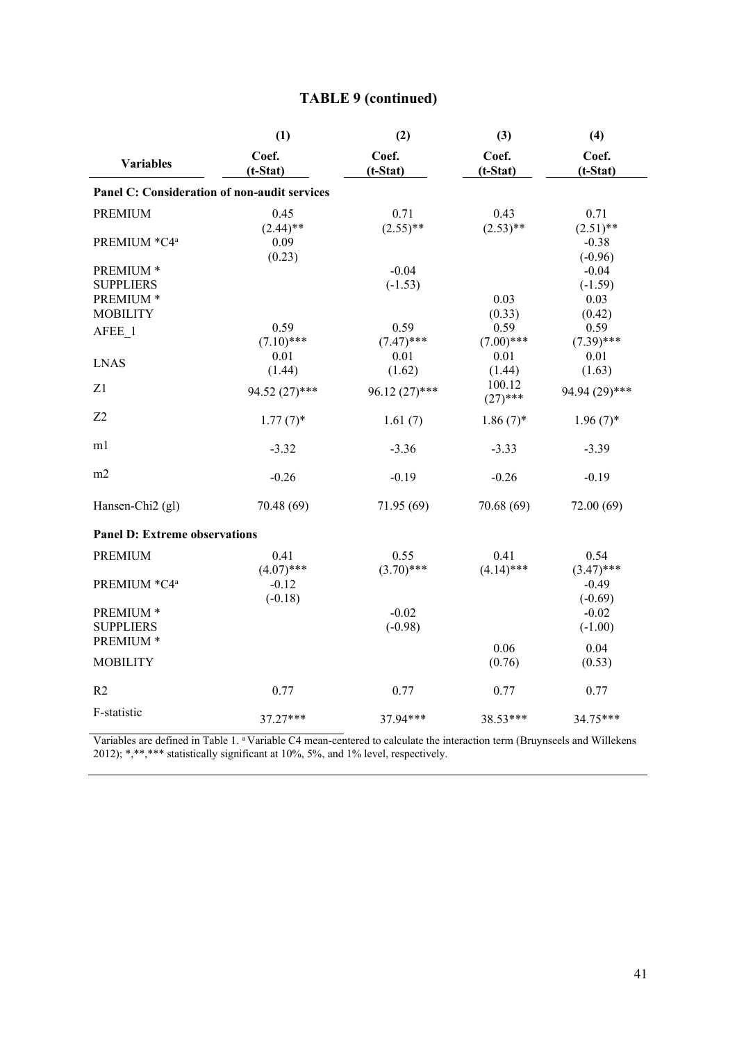## TABLE 9 (continued)

| Variables | (1) Coef. (t-Stat) | (2) Coef. (t-Stat) | (3) Coef. (t-Stat) | (4) Coef. (t-Stat) |
|---|---|---|---|---|
| **Panel C: Consideration of non-audit services** | | | | |
| PREMIUM | 0.45 | 0.71 | 0.43 | 0.71 |
| | (2.44)** | (2.55)** | (2.53)** | (2.51)** |
| PREMIUM *C4[a] | 0.09 | | | -0.38 |
| | (0.23) | | | (-0.96) |
| PREMIUM * SUPPLIERS | | -0.04 | | -0.04 |
| | | (-1.53) | | (-1.59) |
| PREMIUM * MOBILITY | | | 0.03 | 0.03 |
| | | | (0.33) | (0.42) |
| AFEE_1 | 0.59 | 0.59 | 0.59 | 0.59 |
| | (7.10)*** | (7.47)*** | (7.00)*** | (7.39)*** |
| LNAS | 0.01 | 0.01 | 0.01 | 0.01 |
| | (1.44) | (1.62) | (1.44) | (1.63) |
| Z1 | 94.52 (27)*** | 96.12 (27)*** | 100.12 (27)*** | 94.94 (29)*** |
| Z2 | 1.77 (7)* | 1.61 (7) | 1.86 (7)* | 1.96 (7)* |
| m1 | -3.32 | -3.36 | -3.33 | -3.39 |
| m2 | -0.26 | -0.19 | -0.26 | -0.19 |
| Hansen-Chi2 (gl) | 70.48 (69) | 71.95 (69) | 70.68 (69) | 72.00 (69) |
| **Panel D: Extreme observations** | | | | |
| PREMIUM | 0.41 | 0.55 | 0.41 | 0.54 |
| | (4.07)*** | (3.70)*** | (4.14)*** | (3.47)*** |
| PREMIUM *C4[a] | -0.12 | | | -0.49 |
| | (-0.18) | | | (-0.69) |
| PREMIUM * SUPPLIERS | | -0.02 | | -0.02 |
| | | (-0.98) | | (-1.00) |
| PREMIUM * MOBILITY | | | 0.06 | 0.04 |
| | | | (0.76) | (0.53) |
| R2 | 0.77 | 0.77 | 0.77 | 0.77 |
| F-statistic | 37.27*** | 37.94*** | 38.53*** | 34.75*** |

Variables are defined in Table 1. [a] Variable C4 mean-centered to calculate the interaction term (Bruynseels and Willekens 2012); *,**,*** statistically significant at 10%, 5%, and 1% level, respectively.